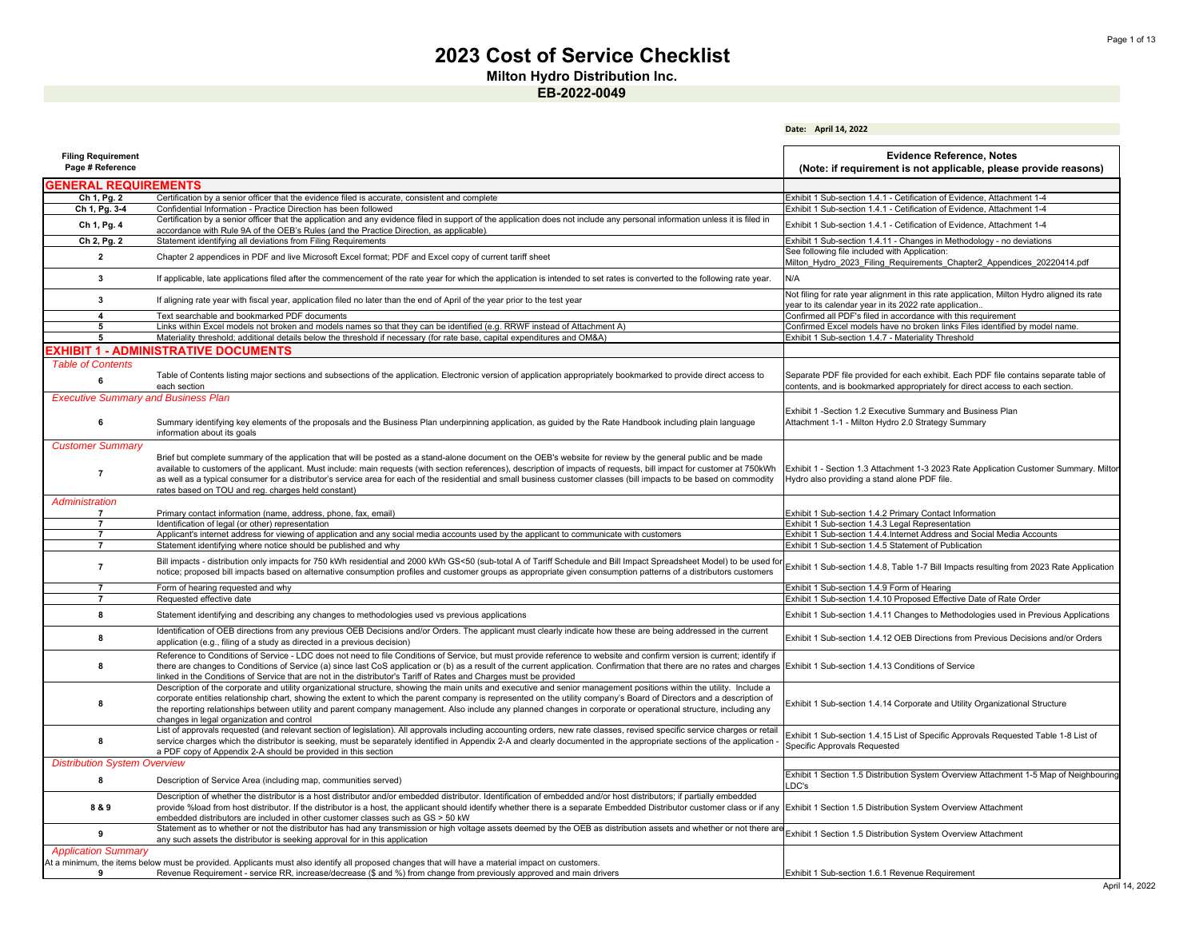# 2023 Cost of Service Checklist

**Milton Hydro Distribution Inc.**

**EB-2022-0049**

**Date: April 14, 2022**

| Filing Requirement Page # Reference | | Evidence Reference, Notes (Note: if requirement is not applicable, please provide reasons) |
|---|---|---|
| **GENERAL REQUIREMENTS** | | |
| Ch 1, Pg. 2 | Certification by a senior officer that the evidence filed is accurate, consistent and complete | Exhibit 1 Sub-section 1.4.1 - Cetification of Evidence, Attachment 1-4 |
| Ch 1, Pg. 3-4 | Confidential Information - Practice Direction has been followed | Exhibit 1 Sub-section 1.4.1 - Cetification of Evidence, Attachment 1-4 |
| Ch 1, Pg. 4 | Certification by a senior officer that the application and any evidence filed in support of the application does not include any personal information unless it is filed in accordance with Rule 9A of the OEB's Rules (and the Practice Direction, as applicable) | Exhibit 1 Sub-section 1.4.1 - Cetification of Evidence, Attachment 1-4 |
| Ch 2, Pg. 2 | Statement identifying all deviations from Filing Requirements | Exhibit 1 Sub-section 1.4.11 - Changes in Methodology - no deviations |
| 2 | Chapter 2 appendices in PDF and live Microsoft Excel format; PDF and Excel copy of current tariff sheet | See following file included with Application: Milton_Hydro_2023_Filing_Requirements_Chapter2_Appendices_20220414.pdf |
| 3 | If applicable, late applications filed after the commencement of the rate year for which the application is intended to set rates is converted to the following rate year. | N/A |
| 3 | If aligning rate year with fiscal year, application filed no later than the end of April of the year prior to the test year | Not filing for rate year alignment in this rate application, Milton Hydro aligned its rate year to its calendar year in its 2022 rate application.. |
| 4 | Text searchable and bookmarked PDF documents | Confirmed all PDF's filed in accordance with this requirement |
| 5 | Links within Excel models not broken and models names so that they can be identified (e.g. RRWF instead of Attachment A) | Confirmed Excel models have no broken links Files identified by model name. |
| 5 | Materiality threshold; additional details below the threshold if necessary (for rate base, capital expenditures and OM&A) | Exhibit 1 Sub-section 1.4.7 - Materiality Threshold |
| **EXHIBIT 1 - ADMINISTRATIVE DOCUMENTS** | | |
| *Table of Contents* | | |
| 6 | Table of Contents listing major sections and subsections of the application. Electronic version of application appropriately bookmarked to provide direct access to each section | Separate PDF file provided for each exhibit. Each PDF file contains separate table of contents, and is bookmarked appropriately for direct access to each section. |
| *Executive Summary and Business Plan* | | |
| 6 | Summary identifying key elements of the proposals and the Business Plan underpinning application, as guided by the Rate Handbook including plain language information about its goals | Exhibit 1 -Section 1.2 Executive Summary and Business Plan Attachment 1-1 - Milton Hydro 2.0 Strategy Summary |
| *Customer Summary* | | |
| 7 | Brief but complete summary of the application that will be posted as a stand-alone document on the OEB's website for review by the general public and be made available to customers of the applicant. Must include: main requests (with section references), description of impacts of requests, bill impact for customer at 750kWh as well as a typical consumer for a distributor's service area for each of the residential and small business customer classes (bill impacts to be based on commodity rates based on TOU and reg. charges held constant) | Exhibit 1 - Section 1.3 Attachment 1-3 2023 Rate Application Customer Summary. Milton Hydro also providing a stand alone PDF file. |
| *Administration* | | |
| 7 | Primary contact information (name, address, phone, fax, email) | Exhibit 1 Sub-section 1.4.2 Primary Contact Information |
| 7 | Identification of legal (or other) representation | Exhibit 1 Sub-section 1.4.3 Legal Representation |
| 7 | Applicant's internet address for viewing of application and any social media accounts used by the applicant to communicate with customers | Exhibit 1 Sub-section 1.4.4.Internet Address and Social Media Accounts |
| 7 | Statement identifying where notice should be published and why | Exhibit 1 Sub-section 1.4.5 Statement of Publication |
| 7 | Bill impacts - distribution only impacts for 750 kWh residential and 2000 kWh GS<50 (sub-total A of Tariff Schedule and Bill Impact Spreadsheet Model) to be used for notice; proposed bill impacts based on alternative consumption profiles and customer groups as appropriate given consumption patterns of a distributors customers | Exhibit 1 Sub-section 1.4.8, Table 1-7 Bill Impacts resulting from 2023 Rate Application |
| 7 | Form of hearing requested and why | Exhibit 1 Sub-section 1.4.9 Form of Hearing |
| 7 | Requested effective date | Exhibit 1 Sub-section 1.4.10 Proposed Effective Date of Rate Order |
| 8 | Statement identifying and describing any changes to methodologies used vs previous applications | Exhibit 1 Sub-section 1.4.11 Changes to Methodologies used in Previous Applications |
| 8 | Identification of OEB directions from any previous OEB Decisions and/or Orders. The applicant must clearly indicate how these are being addressed in the current application (e.g., filing of a study as directed in a previous decision) | Exhibit 1 Sub-section 1.4.12 OEB Directions from Previous Decisions and/or Orders |
| 8 | Reference to Conditions of Service - LDC does not need to file Conditions of Service, but must provide reference to website and confirm version is current; identify if there are changes to Conditions of Service (a) since last CoS application or (b) as a result of the current application. Confirmation that there are no rates and charges linked in the Conditions of Service that are not in the distributor's Tariff of Rates and Charges must be provided | Exhibit 1 Sub-section 1.4.13 Conditions of Service |
| 8 | Description of the corporate and utility organizational structure, showing the main units and executive and senior management positions within the utility. Include a corporate entities relationship chart, showing the extent to which the parent company is represented on the utility company's Board of Directors and a description of the reporting relationships between utility and parent company management. Also include any planned changes in corporate or operational structure, including any changes in legal organization and control | Exhibit 1 Sub-section 1.4.14 Corporate and Utility Organizational Structure |
| 8 | List of approvals requested (and relevant section of legislation). All approvals including accounting orders, new rate classes, revised specific service charges or retail service charges which the distributor is seeking, must be separately identified in Appendix 2-A and clearly documented in the appropriate sections of the application - a PDF copy of Appendix 2-A should be provided in this section | Exhibit 1 Sub-section 1.4.15 List of Specific Approvals Requested Table 1-8 List of Specific Approvals Requested |
| *Distribution System Overview* | | |
| 8 | Description of Service Area (including map, communities served) | Exhibit 1 Section 1.5 Distribution System Overview Attachment 1-5 Map of Neighbouring LDC's |
| 8 & 9 | Description of whether the distributor is a host distributor and/or embedded distributor. Identification of embedded and/or host distributors; if partially embedded provide %load from host distributor. If the distributor is a host, the applicant should identify whether there is a separate Embedded Distributor customer class or if any embedded distributors are included in other customer classes such as GS > 50 kW | Exhibit 1 Section 1.5 Distribution System Overview Attachment |
| 9 | Statement as to whether or not the distributor has had any transmission or high voltage assets deemed by the OEB as distribution assets and whether or not there are any such assets the distributor is seeking approval for in this application | Exhibit 1 Section 1.5 Distribution System Overview Attachment |
| *Application Summary* | | |
| At a minimum, the items below must be provided. Applicants must also identify all proposed changes that will have a material impact on customers. | | |
| 9 | Revenue Requirement - service RR, increase/decrease ($ and %) from change from previously approved and main drivers | Exhibit 1 Sub-section 1.6.1 Revenue Requirement |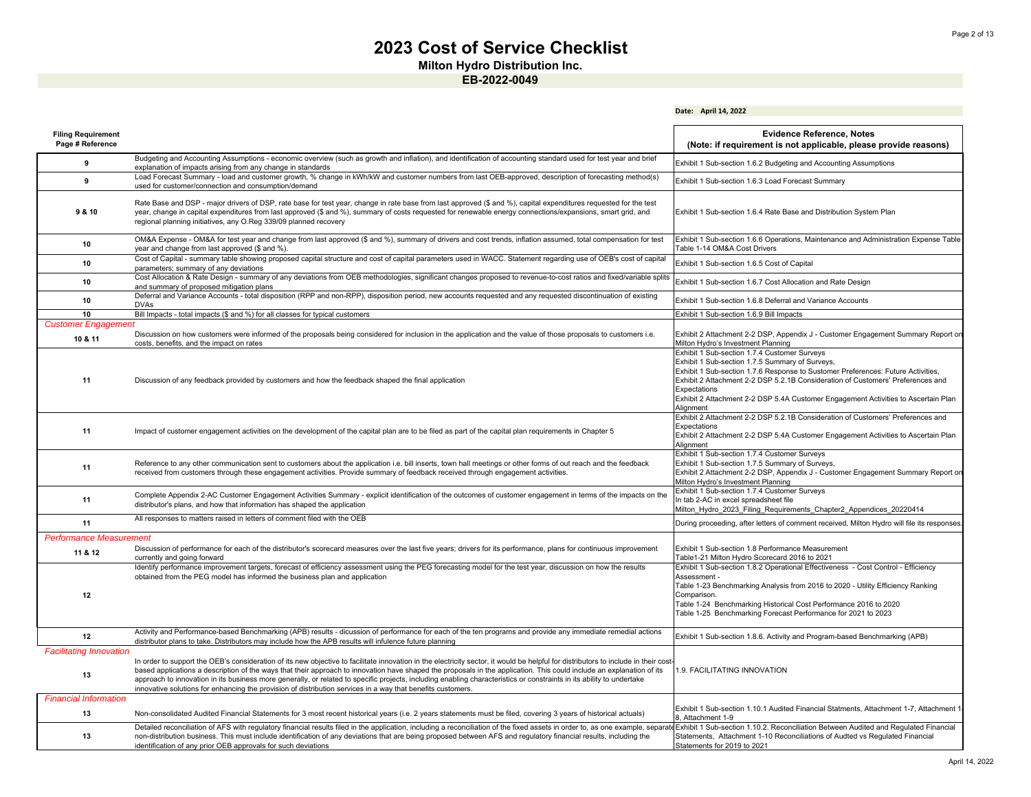# 2023 Cost of Service Checklist

**Milton Hydro Distribution Inc.**

**EB-2022-0049**

**Date: April 14, 2022**

| Filing Requirement Page # Reference | | Evidence Reference, Notes (Note: if requirement is not applicable, please provide reasons) |
|---|---|---|
| 9 | Budgeting and Accounting Assumptions - economic overview (such as growth and inflation), and identification of accounting standard used for test year and brief explanation of impacts arising from any change in standards | Exhibit 1 Sub-section 1.6.2 Budgeting and Accounting Assumptions |
| 9 | Load Forecast Summary - load and customer growth, % change in kWh/kW and customer numbers from last OEB-approved, description of forecasting method(s) used for customer/connection and consumption/demand | Exhibit 1 Sub-section 1.6.3 Load Forecast Summary |
| 9 & 10 | Rate Base and DSP - major drivers of DSP, rate base for test year, change in rate base from last approved ($ and %), capital expenditures requested for the test year, change in capital expenditures from last approved ($ and %), summary of costs requested for renewable energy connections/expansions, smart grid, and regional planning initiatives, any O.Reg 339/09 planned recovery | Exhibit 1 Sub-section 1.6.4 Rate Base and Distribution System Plan |
| 10 | OM&A Expense - OM&A for test year and change from last approved ($ and %), summary of drivers and cost trends, inflation assumed, total compensation for test year and change from last approved ($ and %). | Exhibit 1 Sub-section 1.6.6 Operations, Maintenance and Administration Expense Table Table 1-14 OM&A Cost Drivers |
| 10 | Cost of Capital - summary table showing proposed capital structure and cost of capital parameters used in WACC. Statement regarding use of OEB's cost of capital parameters; summary of any deviations | Exhibit 1 Sub-section 1.6.5 Cost of Capital |
| 10 | Cost Allocation & Rate Design - summary of any deviations from OEB methodologies, significant changes proposed to revenue-to-cost ratios and fixed/variable splits and summary of proposed mitigation plans | Exhibit 1 Sub-section 1.6.7 Cost Allocation and Rate Design |
| 10 | Deferral and Variance Accounts - total disposition (RPP and non-RPP), disposition period, new accounts requested and any requested discontinuation of existing DVAs | Exhibit 1 Sub-section 1.6.8 Deferral and Variance Accounts |
| 10 | Bill Impacts - total impacts ($ and %) for all classes for typical customers | Exhibit 1 Sub-section 1.6.9 Bill Impacts |
| *Customer Engagement* | | |
| 10 & 11 | Discussion on how customers were informed of the proposals being considered for inclusion in the application and the value of those proposals to customers i.e. costs, benefits, and the impact on rates | Exhibit 2 Attachment 2-2 DSP, Appendix J - Customer Engagement Summary Report on Milton Hydro's Investment Planning |
| 11 | Discussion of any feedback provided by customers and how the feedback shaped the final application | Exhibit 1 Sub-section 1.7.4 Customer Surveys<br>Exhibit 1 Sub-section 1.7.5 Summary of Surveys,<br>Exhibit 1 Sub-section 1.7.6 Response to Customer Preferences: Future Activities,<br>Exhibit 2 Attachment 2-2 DSP 5.2.1B Consideration of Customers' Preferences and Expectations<br>Exhibit 2 Attachment 2-2 DSP 5.4A Customer Engagement Activities to Ascertain Plan Alignment |
| 11 | Impact of customer engagement activities on the development of the capital plan are to be filed as part of the capital plan requirements in Chapter 5 | Exhibit 2 Attachment 2-2 DSP 5.2.1B Consideration of Customers' Preferences and Expectations<br>Exhibit 2 Attachment 2-2 DSP 5.4A Customer Engagement Activities to Ascertain Plan Alignment |
| 11 | Reference to any other communication sent to customers about the application i.e. bill inserts, town hall meetings or other forms of out reach and the feedback received from customers through these engagement activities. Provide summary of feedback received through engagement activities. | Exhibit 1 Sub-section 1.7.4 Customer Surveys<br>Exhibit 1 Sub-section 1.7.5 Summary of Surveys,<br>Exhibit 2 Attachment 2-2 DSP, Appendix J - Customer Engagement Summary Report on Milton Hydro's Investment Planning |
| 11 | Complete Appendix 2-AC Customer Engagement Activities Summary - explicit identification of the outcomes of customer engagement in terms of the impacts on the distributor's plans, and how that information has shaped the application | Exhibit 1 Sub-section 1.7.4 Customer Surveys<br>In tab 2-AC in excel spreadsheet file<br>Milton_Hydro_2023_Filing_Requirements_Chapter2_Appendices_20220414 |
| 11 | All responses to matters raised in letters of comment filed with the OEB | During proceeding, after letters of comment received, Milton Hydro will file its responses. |
| *Performance Measurement* | | |
| 11 & 12 | Discussion of performance for each of the distributor's scorecard measures over the last five years; drivers for its performance, plans for continuous improvement currently and going forward | Exhibit 1 Sub-section 1.8 Performance Measurement<br>Table1-21 Milton Hydro Scorecard 2016 to 2021 |
| 12 | Identify performance improvement targets, forecast of efficiency assessment using the PEG forecasting model for the test year, discussion on how the results obtained from the PEG model has informed the business plan and application | Exhibit 1 Sub-section 1.8.2 Operational Effectiveness - Cost Control - Efficiency Assessment -<br>Table 1-23 Benchmarking Analysis from 2016 to 2020 - Utility Efficiency Ranking Comparison.<br>Table 1-24 Benchmarking Historical Cost Performance 2016 to 2020<br>Table 1-25 Benchmarking Forecast Performance for 2021 to 2023 |
| 12 | Activity and Performance-based Benchmarking (APB) results - dicussion of performance for each of the ten programs and provide any immediate remedial actions distributor plans to take. Distributors may include how the APB results will infulence future planning | Exhibit 1 Sub-section 1.8.6. Activity and Program-based Benchmarking (APB) |
| *Facilitating Innovation* | | |
| 13 | In order to support the OEB's consideration of its new objective to facilitate innovation in the electricity sector, it would be helpful for distributors to include in their cost-based applications a description of the ways that their approach to innovation have shaped the proposals in the application. This could include an explanation of its approach to innovation in its business more generally, or related to specific projects, including enabling characteristics or constraints in its ability to undertake innovative solutions for enhancing the provision of distribution services in a way that benefits customers. | 1.9. FACILITATING INNOVATION |
| *Financial Information* | | |
| 13 | Non-consolidated Audited Financial Statements for 3 most recent historical years (i.e. 2 years statements must be filed, covering 3 years of historical actuals) | Exhibit 1 Sub-section 1.10.1 Audited Financial Statments, Attachment 1-7, Attachment 1-8, Attachment 1-9 |
| 13 | Detailed reconciliation of AFS with regulatory financial results filed in the application, including a reconciliation of the fixed assets in order to, as one example, separate non-distribution business. This must include identification of any deviations that are being proposed between AFS and regulatory financial results, including the identification of any prior OEB approvals for such deviations | Exhibit 1 Sub-section 1.10.2. Reconciliation Between Audited and Regulated Financial Statements, Attachment 1-10 Reconciliations of Audted vs Regulated Financial Statements for 2019 to 2021 |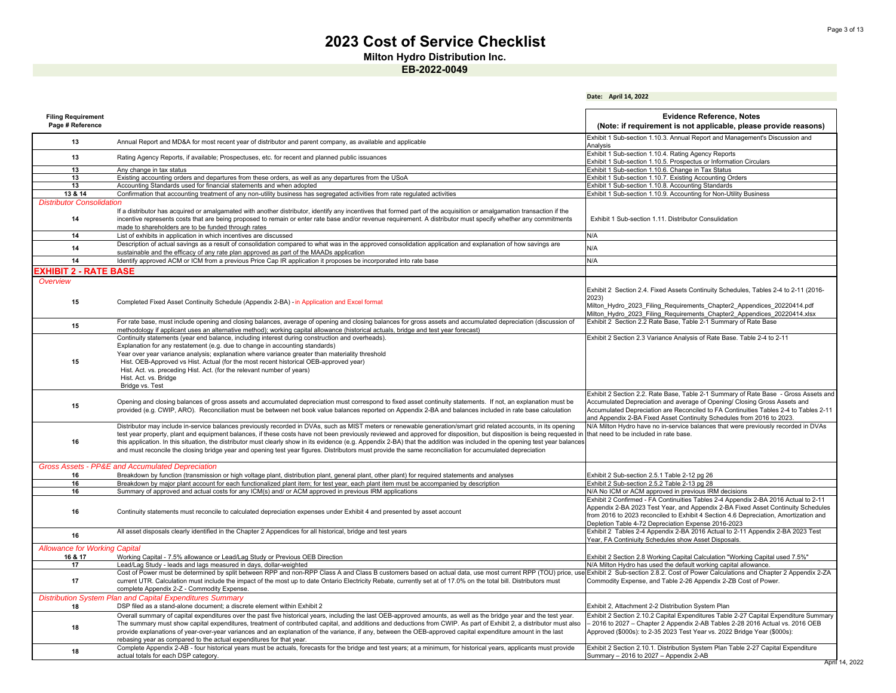# 2023 Cost of Service Checklist

**Milton Hydro Distribution Inc.**

**EB-2022-0049**

**Date: April 14, 2022**

| Filing Requirement Page # Reference | | Evidence Reference, Notes (Note: if requirement is not applicable, please provide reasons) |
|---|---|---|
| 13 | Annual Report and MD&A for most recent year of distributor and parent company, as available and applicable | Exhibit 1 Sub-section 1.10.3. Annual Report and Management's Discussion and Analysis |
| 13 | Rating Agency Reports, if available; Prospectuses, etc. for recent and planned public issuances | Exhibit 1 Sub-section 1.10.4. Rating Agency Reports Exhibit 1 Sub-section 1.10.5. Prospectus or Information Circulars |
| 13 | Any change in tax status | Exhibit 1 Sub-section 1.10.6. Change in Tax Status |
| 13 | Existing accounting orders and departures from these orders, as well as any departures from the USoA | Exhibit 1 Sub-section 1.10.7. Existing Accounting Orders |
| 13 | Accounting Standards used for financial statements and when adopted | Exhibit 1 Sub-section 1.10.8. Accounting Standards |
| 13 & 14 | Confirmation that accounting treatment of any non-utility business has segregated activities from rate regulated activities | Exhibit 1 Sub-section 1.10.9. Accounting for Non-Utility Business |
| *Distributor Consolidation* | | |
| 14 | If a distributor has acquired or amalgamated with another distributor, identify any incentives that formed part of the acquisition or amalgamation transaction if the incentive represents costs that are being proposed to remain or enter rate base and/or revenue requirement. A distributor must specify whether any commitments made to shareholders are to be funded through rates | Exhibit 1 Sub-section 1.11. Distributor Consulidation |
| 14 | List of exhibits in application in which incentives are discussed | N/A |
| 14 | Description of actual savings as a result of consolidation compared to what was in the approved consolidation application and explanation of how savings are sustainable and the efficacy of any rate plan approved as part of the MAADs application | N/A |
| 14 | Identify approved ACM or ICM from a previous Price Cap IR application it proposes be incorporated into rate base | N/A |
| **EXHIBIT 2 - RATE BASE** | | |
| *Overview* | | |
| 15 | Completed Fixed Asset Continuity Schedule (Appendix 2-BA) - in Application and Excel format | Exhibit 2 Section 2.4. Fixed Assets Continuity Schedules, Tables 2-4 to 2-11 (2016-2023) Milton_Hydro_2023_Filing_Requirements_Chapter2_Appendices_20220414.pdf Milton_Hydro_2023_Filing_Requirements_Chapter2_Appendices_20220414.xlsx |
| 15 | For rate base, must include opening and closing balances, average of opening and closing balances for gross assets and accumulated depreciation (discussion of methodology if applicant uses an alternative method); working capital allowance (historical actuals, bridge and test year forecast) | Exhibit 2 Section 2.2 Rate Base, Table 2-1 Summary of Rate Base |
| 15 | Continuity statements (year end balance, including interest during construction and overheads). Explanation for any restatement (e.g. due to change in accounting standards) Year over year variance analysis; explanation where variance greater than materiality threshold Hist. OEB-Approved vs Hist. Actual (for the most recent historical OEB-approved year) Hist. Act. vs. preceding Hist. Act. (for the relevant number of years) Hist. Act. vs. Bridge Bridge vs. Test | Exhibit 2 Section 2.3 Variance Analysis of Rate Base. Table 2-4 to 2-11 |
| 15 | Opening and closing balances of gross assets and accumulated depreciation must correspond to fixed asset continuity statements. If not, an explanation must be provided (e.g. CWIP, ARO). Reconciliation must be between net book value balances reported on Appendix 2-BA and balances included in rate base calculation | Exhibit 2 Section 2.2. Rate Base, Table 2-1 Summary of Rate Base - Gross Assets and Accumulated Depreciation and average of Opening/ Closing Gross Assets and Accumulated Depreciation are Reconciled to FA Continuities Tables 2-4 to Tables 2-11 and Appendix 2-BA Fixed Asset Continuity Schedules from 2016 to 2023. |
| 16 | Distributor may include in-service balances previously recorded in DVAs, such as MIST meters or renewable generation/smart grid related accounts, in its opening test year property, plant and equipment balances, if these costs have not been previously reviewed and approved for disposition, but disposition is being requested in this application. In this situation, the distributor must clearly show in its evidence (e.g. Appendix 2-BA) that the addition was included in the opening test year balances and must reconcile the closing bridge year and opening test year figures. Distributors must provide the same reconciliation for accumulated depreciation | N/A Milton Hydro have no in-service balances that were previously recorded in DVAs that need to be included in rate base. |
| *Gross Assets - PP&E and Accumulated Depreciation* | | |
| 16 | Breakdown by function (transmission or high voltage plant, distribution plant, general plant, other plant) for required statements and analyses | Exhibit 2 Sub-section 2.5.1 Table 2-12 pg 26 |
| 16 | Breakdown by major plant account for each functionalized plant item; for test year, each plant item must be accompanied by description | Exhibit 2 Sub-section 2.5.2 Table 2-13 pg 28 |
| 16 | Summary of approved and actual costs for any ICM(s) and/ or ACM approved in previous IRM applications | N/A No ICM or ACM approved in previous IRM decisions |
| 16 | Continuity statements must reconcile to calculated depreciation expenses under Exhibit 4 and presented by asset account | Exhibit 2 Confirmed - FA Continuities Tables 2-4 Appendix 2-BA 2016 Actual to 2-11 Appendix 2-BA 2023 Test Year, and Appendix 2-BA Fixed Asset Continuity Schedules from 2016 to 2023 reconciled to Exhibit 4 Section 4.6 Depreciation, Amortization and Depletion Table 4-72 Depreciation Expense 2016-2023 |
| 16 | All asset disposals clearly identified in the Chapter 2 Appendices for all historical, bridge and test years | Exhibit 2 Tables 2-4 Appendix 2-BA 2016 Actual to 2-11 Appendix 2-BA 2023 Test Year, FA Continiuity Schedules show Asset Disposals. |
| *Allowance for Working Capital* | | |
| 16 & 17 | Working Capital - 7.5% allowance or Lead/Lag Study or Previous OEB Direction | Exhibit 2 Section 2.8 Working Capital Calculation "Working Capital used 7.5%" |
| 17 | Lead/Lag Study - leads and lags measured in days, dollar-weighted | N/A Milton Hydro has used the default working capital allowance. |
| 17 | Cost of Power must be determined by split between RPP and non-RPP Class A and Class B customers based on actual data, use most current RPP (TOU) price, use current UTR. Calculation must include the impact of the most up to date Ontario Electricity Rebate, currently set at of 17.0% on the total bill. Distributors must complete Appendix 2-Z - Commodity Expense. | Exhibit 2 Sub-section 2.8.2. Cost of Power Calculations and Chapter 2 Appendix 2-ZA Commodity Expense, and Table 2-26 Appendix 2-ZB Cost of Power. |
| *Distribution System Plan and Capital Expenditures Summary* | | |
| 18 | DSP filed as a stand-alone document; a discrete element within Exhibit 2 | Exhibit 2, Attachment 2-2 Distribution System Plan |
| 18 | Overall summary of capital expenditures over the past five historical years, including the last OEB-approved amounts, as well as the bridge year and the test year. The summary must show capital expenditures, treatment of contributed capital, and additions and deductions from CWIP. As part of Exhibit 2, a distributor must also provide explanations of year-over-year variances and an explanation of the variance, if any, between the OEB-approved capital expenditure amount in the last rebasing year as compared to the actual expenditures for that year. | Exhibit 2 Section 2.10.2 Capital Expenditures Table 2-27 Capital Expenditure Summary – 2016 to 2027 – Chapter 2 Appendix 2-AB Tables 2-28 2016 Actual vs. 2016 OEB Approved ($000s): to 2-35 2023 Test Year vs. 2022 Bridge Year ($000s): |
| 18 | Complete Appendix 2-AB - four historical years must be actuals, forecasts for the bridge and test years; at a minimum, for historical years, applicants must provide actual totals for each DSP category. | Exhibit 2 Section 2.10.1. Distribution System Plan Table 2-27 Capital Expenditure Summary – 2016 to 2027 – Appendix 2-AB |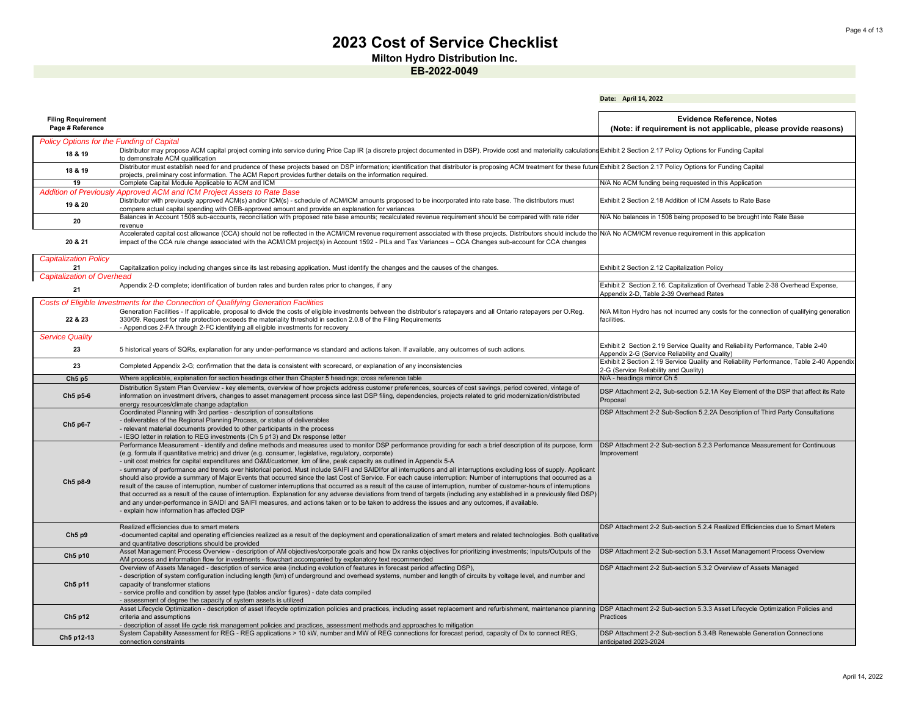# 2023 Cost of Service Checklist

**Milton Hydro Distribution Inc.**

**EB-2022-0049**

**Date: April 14, 2022**

| Filing Requirement Page # Reference | | Evidence Reference, Notes (Note: if requirement is not applicable, please provide reasons) |
|---|---|---|
| *Policy Options for the Funding of Capital* | | |
| 18 & 19 | Distributor may propose ACM capital project coming into service during Price Cap IR (a discrete project documented in DSP). Provide cost and materiality calculations to demonstrate ACM qualification | Exhibit 2 Section 2.17 Policy Options for Funding Capital |
| 18 & 19 | Distributor must establish need for and prudence of these projects based on DSP information; identification that distributor is proposing ACM treatment for these future projects, preliminary cost information. The ACM Report provides further details on the information required. | Exhibit 2 Section 2.17 Policy Options for Funding Capital |
| 19 | Complete Capital Module Applicable to ACM and ICM | N/A No ACM funding being requested in this Application |
| *Addition of Previously Approved ACM and ICM Project Assets to Rate Base* | | |
| 19 & 20 | Distributor with previously approved ACM(s) and/or ICM(s) - schedule of ACM/ICM amounts proposed to be incorporated into rate base. The distributors must compare actual capital spending with OEB-approved amount and provide an explanation for variances | Exhibit 2 Section 2.18 Addition of ICM Assets to Rate Base |
| 20 | Balances in Account 1508 sub-accounts, reconciliation with proposed rate base amounts; recalculated revenue requirement should be compared with rate rider revenue | N/A No balances in 1508 being proposed to be brought into Rate Base |
| 20 & 21 | Accelerated capital cost allowance (CCA) should not be reflected in the ACM/ICM revenue requirement associated with these projects. Distributors should include the impact of the CCA rule change associated with the ACM/ICM project(s) in Account 1592 - PILs and Tax Variances – CCA Changes sub-account for CCA changes | N/A No ACM/ICM revenue requirement in this application |
| *Capitalization Policy* | | |
| 21 | Capitalization policy including changes since its last rebasing application. Must identify the changes and the causes of the changes. | Exhibit 2 Section 2.12 Capitalization Policy |
| *Capitalization of Overhead* | | |
| 21 | Appendix 2-D complete; identification of burden rates and burden rates prior to changes, if any | Exhibit 2 Section 2.16. Capitalization of Overhead Table 2-38 Overhead Expense, Appendix 2-D, Table 2-39 Overhead Rates |
| *Costs of Eligible Investments for the Connection of Qualifying Generation Facilities* | | |
| 22 & 23 | Generation Facilities - If applicable, proposal to divide the costs of eligible investments between the distributor's ratepayers and all Ontario ratepayers per O.Reg. 330/09. Request for rate protection exceeds the materiality threshold in section 2.0.8 of the Filing Requirements<br>- Appendices 2-FA through 2-FC identifying all eligible investments for recovery | N/A Milton Hydro has not incurred any costs for the connection of qualifying generation facilities. |
| *Service Quality* | | |
| 23 | 5 historical years of SQRs, explanation for any under-performance vs standard and actions taken. If available, any outcomes of such actions. | Exhibit 2 Section 2.19 Service Quality and Reliability Performance, Table 2-40 Appendix 2-G (Service Reliability and Quality) |
| 23 | Completed Appendix 2-G; confirmation that the data is consistent with scorecard, or explanation of any inconsistencies | Exhibit 2 Section 2.19 Service Quality and Reliability Performance, Table 2-40 Appendix 2-G (Service Reliability and Quality) |
| Ch5 p5 | Where applicable, explanation for section headings other than Chapter 5 headings; cross reference table | N/A - headings mirror Ch 5 |
| Ch5 p5-6 | Distribution System Plan Overview - key elements, overview of how projects address customer preferences, sources of cost savings, period covered, vintage of information on investment drivers, changes to asset management process since last DSP filing, dependencies, projects related to grid modernization/distributed energy resources/climate change adaptation | DSP Attachment 2-2, Sub-section 5.2.1A Key Element of the DSP that affect its Rate Proposal |
| Ch5 p6-7 | Coordinated Planning with 3rd parties - description of consultations<br>- deliverables of the Regional Planning Process, or status of deliverables<br>- relevant material documents provided to other participants in the process<br>- IESO letter in relation to REG investments (Ch 5 p13) and Dx response letter | DSP Attachment 2-2 Sub-Section 5.2.2A Description of Third Party Consultations |
| Ch5 p8-9 | Performance Measurement - identify and define methods and measures used to monitor DSP performance providing for each a brief description of its purpose, form (e.g. formula if quantitative metric) and driver (e.g. consumer, legislative, regulatory, corporate)<br>- unit cost metrics for capital expenditures and O&M/customer, km of line, peak capacity as outlined in Appendix 5-A<br>- summary of performance and trends over historical period. Must include SAIFI and SAIDIfor all interruptions and all interruptions excluding loss of supply. Applicant should also provide a summary of Major Events that occurred since the last Cost of Service. For each cause interruption: Number of interruptions that occurred as a result of the cause of interruption, number of customer interruptions that occurred as a result of the cause of interruption, number of customer-hours of interruptions that occurred as a result of the cause of interruption. Explanation for any adverse deviations from trend of targets (including any established in a previously filed DSP) and any under-performance in SAIDI and SAIFI measures, and actions taken or to be taken to address the issues and any outcomes, if available.<br>- explain how information has affected DSP | DSP Attachment 2-2 Sub-section 5.2.3 Perfornance Measurement for Continuous Improvement |
| Ch5 p9 | Realized efficiencies due to smart meters<br>-documented capital and operating efficiencies realized as a result of the deployment and operationalization of smart meters and related technologies. Both qualitative and quantitative descriptions should be provided | DSP Attachment 2-2 Sub-section 5.2.4 Realized Efficiencies due to Smart Meters |
| Ch5 p10 | Asset Management Process Overview - description of AM objectives/corporate goals and how Dx ranks objectives for prioritizing investments; Inputs/Outputs of the AM process and information flow for investments - flowchart accompanied by explanatory text recommended | DSP Attachment 2-2 Sub-section 5.3.1 Asset Management Process Overview |
| Ch5 p11 | Overview of Assets Managed - description of service area (including evolution of features in forecast period affecting DSP),<br>- description of system configuration including length (km) of underground and overhead systems, number and length of circuits by voltage level, and number and capacity of transformer stations<br>- service profile and condition by asset type (tables and/or figures) - date data compiled<br>- assessment of degree the capacity of system assets is utilized | DSP Attachment 2-2 Sub-section 5.3.2 Overview of Assets Managed |
| Ch5 p12 | Asset Lifecycle Optimization - description of asset lifecycle optimization policies and practices, including asset replacement and refurbishment, maintenance planning criteria and assumptions<br>- description of asset life cycle risk management policies and practices, assessment methods and approaches to mitigation | DSP Attachment 2-2 Sub-section 5.3.3 Asset Lifecycle Optimization Policies and Practices |
| Ch5 p12-13 | System Capability Assessment for REG - REG applications > 10 kW, number and MW of REG connections for forecast period, capacity of Dx to connect REG, connection constraints | DSP Attachment 2-2 Sub-section 5.3.4B Renewable Generation Connections anticipated 2023-2024 |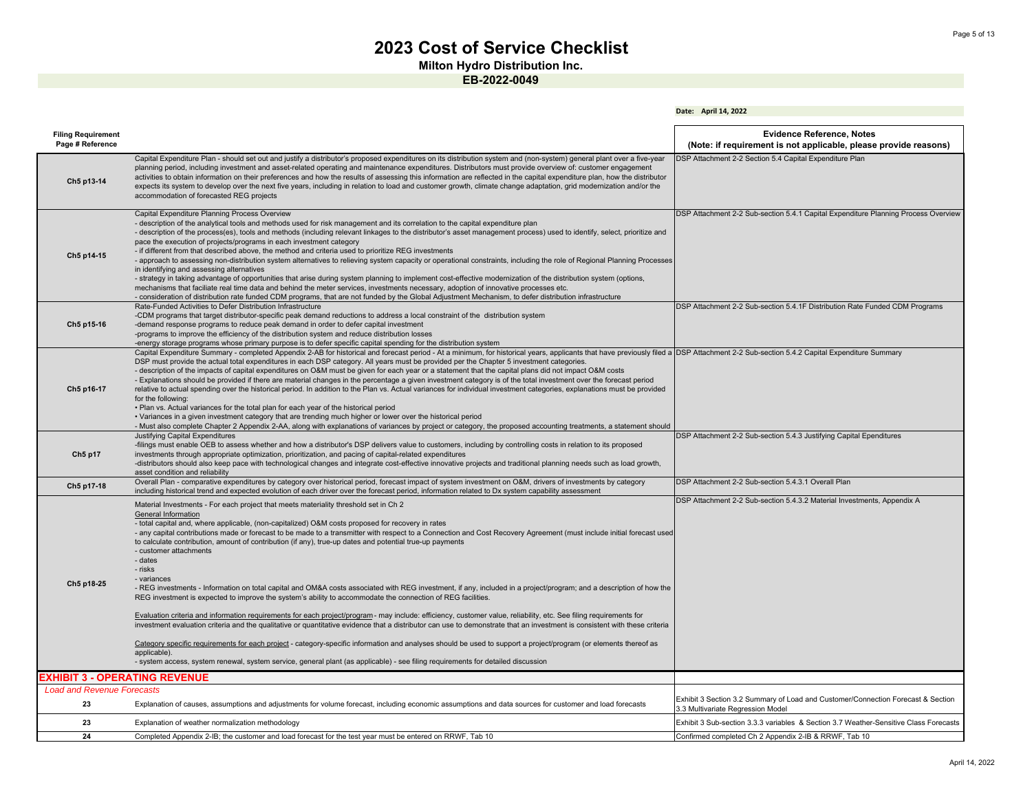# 2023 Cost of Service Checklist

**Milton Hydro Distribution Inc.**

**EB-2022-0049**

**Date: April 14, 2022**

| Filing Requirement Page # Reference | | Evidence Reference, Notes (Note: if requirement is not applicable, please provide reasons) |
|---|---|---|
| Ch5 p13-14 | Capital Expenditure Plan - should set out and justify a distributor's proposed expenditures on its distribution system and (non-system) general plant over a five-year planning period, including investment and asset-related operating and maintenance expenditures. Distributors must provide overview of: customer engagement activities to obtain information on their preferences and how the results of assessing this information are reflected in the capital expenditure plan, how the distributor expects its system to develop over the next five years, including in relation to load and customer growth, climate change adaptation, grid modernization and/or the accommodation of forecasted REG projects | DSP Attachment 2-2 Section 5.4 Capital Expenditure Plan |
| Ch5 p14-15 | Capital Expenditure Planning Process Overview<br>- description of the analytical tools and methods used for risk management and its correlation to the capital expenditure plan<br>- description of the process(es), tools and methods (including relevant linkages to the distributor's asset management process) used to identify, select, prioritize and pace the execution of projects/programs in each investment category<br>- if different from that described above, the method and criteria used to prioritize REG investments<br>- approach to assessing non-distribution system alternatives to relieving system capacity or operational constraints, including the role of Regional Planning Processes in identifying and assessing alternatives<br>- strategy in taking advantage of opportunities that arise during system planning to implement cost-effective modernization of the distribution system (options, mechanisms that faciliate real time data and behind the meter services, investments necessary, adoption of innovative processes etc.<br>- consideration of distribution rate funded CDM programs, that are not funded by the Global Adjustment Mechanism, to defer distribution infrastructure | DSP Attachment 2-2 Sub-section 5.4.1 Capital Expenditure Planning Process Overview |
| Ch5 p15-16 | Rate-Funded Activities to Defer Distribution Infrastructure<br>-CDM programs that target distributor-specific peak demand reductions to address a local constraint of the distribution system<br>-demand response programs to reduce peak demand in order to defer capital investment<br>-programs to improve the efficiency of the distribution system and reduce distribution losses<br>-energy storage programs whose primary purpose is to defer specific capital spending for the distribution system | DSP Attachment 2-2 Sub-section 5.4.1F Distribution Rate Funded CDM Programs |
| Ch5 p16-17 | Capital Expenditure Summary - completed Appendix 2-AB for historical and forecast period - At a minimum, for historical years, applicants that have previously filed a DSP must provide the actual total expenditures in each DSP category. All years must be provided per the Chapter 5 investment categories.<br>- description of the impacts of capital expenditures on O&M must be given for each year or a statement that the capital plans did not impact O&M costs<br>- Explanations should be provided if there are material changes in the percentage a given investment category is of the total investment over the forecast period relative to actual spending over the historical period. In addition to the Plan vs. Actual variances for individual investment categories, explanations must be provided for the following:<br>• Plan vs. Actual variances for the total plan for each year of the historical period<br>• Variances in a given investment category that are trending much higher or lower over the historical period<br>- Must also complete Chapter 2 Appendix 2-AA, along with explanations of variances by project or category, the proposed accounting treatments, a statement should | DSP Attachment 2-2 Sub-section 5.4.2 Capital Expenditure Summary |
| Ch5 p17 | Justifying Capital Expenditures<br>-filings must enable OEB to assess whether and how a distributor's DSP delivers value to customers, including by controlling costs in relation to its proposed investments through appropriate optimization, prioritization, and pacing of capital-related expenditures<br>-distributors should also keep pace with technological changes and integrate cost-effective innovative projects and traditional planning needs such as load growth, asset condition and reliability | DSP Attachment 2-2 Sub-section 5.4.3 Justifying Capital Ependitures |
| Ch5 p17-18 | Overall Plan - comparative expenditures by category over historical period, forecast impact of system investment on O&M, drivers of investments by category including historical trend and expected evolution of each driver over the forecast period, information related to Dx system capability assessment | DSP Attachment 2-2 Sub-section 5.4.3.1 Overall Plan |
| Ch5 p18-25 | Material Investments - For each project that meets materiality threshold set in Ch 2<br>General Information<br>- total capital and, where applicable, (non-capitalized) O&M costs proposed for recovery in rates<br>- any capital contributions made or forecast to be made to a transmitter with respect to a Connection and Cost Recovery Agreement (must include initial forecast used to calculate contribution, amount of contribution (if any), true-up dates and potential true-up payments<br>- customer attachments<br>- dates<br>- risks<br>- variances<br>- REG investments - Information on total capital and OM&A costs associated with REG investment, if any, included in a project/program; and a description of how the REG investment is expected to improve the system's ability to accommodate the connection of REG facilities.<br><br>Evaluation criteria and information requirements for each project/program - may include: efficiency, customer value, reliability, etc. See filing requirements for investment evaluation criteria and the qualitative or quantitative evidence that a distributor can use to demonstrate that an investment is consistent with these criteria<br><br>Category specific requirements for each project - category-specific information and analyses should be used to support a project/program (or elements thereof as applicable).<br>- system access, system renewal, system service, general plant (as applicable) - see filing requirements for detailed discussion | DSP Attachment 2-2 Sub-section 5.4.3.2 Material Investments, Appendix A |
| **EXHIBIT 3 - OPERATING REVENUE** | | |
| *Load and Revenue Forecasts* | | |
| 23 | Explanation of causes, assumptions and adjustments for volume forecast, including economic assumptions and data sources for customer and load forecasts | Exhibit 3 Section 3.2 Summary of Load and Customer/Connection Forecast & Section 3.3 Multivariate Regression Model |
| 23 | Explanation of weather normalization methodology | Exhibit 3 Sub-section 3.3.3 variables & Section 3.7 Weather-Sensitive Class Forecasts |
| 24 | Completed Appendix 2-IB; the customer and load forecast for the test year must be entered on RRWF, Tab 10 | Confirmed completed Ch 2 Appendix 2-IB & RRWF, Tab 10 |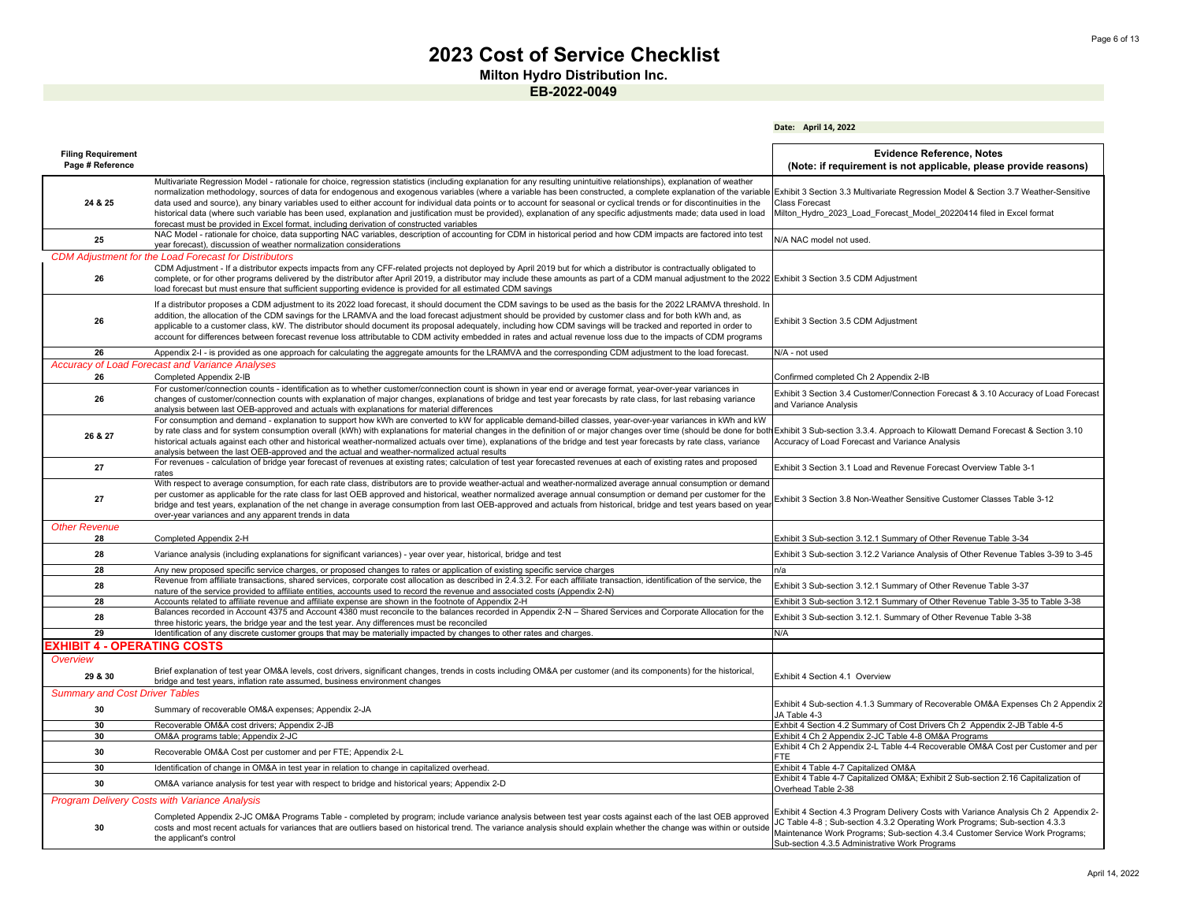# 2023 Cost of Service Checklist

**Milton Hydro Distribution Inc.**

**EB-2022-0049**

**Date: April 14, 2022**

| Filing Requirement Page # Reference | | Evidence Reference, Notes (Note: if requirement is not applicable, please provide reasons) |
|---|---|---|
| 24 & 25 | Multivariate Regression Model - rationale for choice, regression statistics (including explanation for any resulting unintuitive relationships), explanation of weather normalization methodology, sources of data for endogenous and exogenous variables (where a variable has been constructed, a complete explanation of the variable data used and source), any binary variables used to either account for individual data points or to account for seasonal or cyclical trends or for discontinuities in the historical data (where such variable has been used, explanation and justification must be provided), explanation of any specific adjustments made; data used in load forecast must be provided in Excel format, including derivation of constructed variables | Exhibit 3 Section 3.3 Multivariate Regression Model & Section 3.7 Weather-Sensitive Class Forecast Milton_Hydro_2023_Load_Forecast_Model_20220414 filed in Excel format |
| 25 | NAC Model - rationale for choice, data supporting NAC variables, description of accounting for CDM in historical period and how CDM impacts are factored into test year forecast), discussion of weather normalization considerations | N/A NAC model not used. |
| *CDM Adjustment for the Load Forecast for Distributors* | | |
| 26 | CDM Adjustment - If a distributor expects impacts from any CFF-related projects not deployed by April 2019 but for which a distributor is contractually obligated to complete, or for other programs delivered by the distributor after April 2019, a distributor may include these amounts as part of a CDM manual adjustment to the 2022 load forecast but must ensure that sufficient supporting evidence is provided for all estimated CDM savings | Exhibit 3 Section 3.5 CDM Adjustment |
| 26 | If a distributor proposes a CDM adjustment to its 2022 load forecast, it should document the CDM savings to be used as the basis for the 2022 LRAMVA threshold. In addition, the allocation of the CDM savings for the LRAMVA and the load forecast adjustment should be provided by customer class and for both kWh and, as applicable to a customer class, kW. The distributor should document its proposal adequately, including how CDM savings will be tracked and reported in order to account for differences between forecast revenue loss attributable to CDM activity embedded in rates and actual revenue loss due to the impacts of CDM programs | Exhibit 3 Section 3.5 CDM Adjustment |
| 26 | Appendix 2-I - is provided as one approach for calculating the aggregate amounts for the LRAMVA and the corresponding CDM adjustment to the load forecast. | N/A - not used |
| *Accuracy of Load Forecast and Variance Analyses* | | |
| 26 | Completed Appendix 2-IB | Confirmed completed Ch 2 Appendix 2-IB |
| 26 | For customer/connection counts - identification as to whether customer/connection count is shown in year end or average format, year-over-year variances in changes of customer/connection counts with explanation of major changes, explanations of bridge and test year forecasts by rate class, for test rebasing variance analysis between last OEB-approved and actuals with explanations for material differences | Exhibit 3 Section 3.4 Customer/Connection Forecast & 3.10 Accuracy of Load Forecast and Variance Analysis |
| 26 & 27 | For consumption and demand - explanation to support how kWh are converted to kW for applicable demand-billed classes, year-over-year variances in kWh and kW by rate class and for system consumption overall (kWh) with explanations for material changes in the definition of or major changes over time (should be done for both historical actuals against each other and historical weather-normalized actuals over time), explanations of the bridge and test year forecasts by rate class, variance analysis between the last OEB-approved and the actual and weather-normalized actual results | Exhibit 3 Sub-section 3.3.4. Approach to Kilowatt Demand Forecast & Section 3.10 Accuracy of Load Forecast and Variance Analysis |
| 27 | For revenues - calculation of bridge year forecast of revenues at existing rates; calculation of test year forecasted revenues at each of existing rates and proposed rates | Exhibit 3 Section 3.1 Load and Revenue Forecast Overview Table 3-1 |
| 27 | With respect to average consumption, for each rate class, distributors are to provide weather-actual and weather-normalized average annual consumption or demand per customer as applicable for the rate class for last OEB approved and historical, weather normalized average annual consumption or demand per customer for the bridge and test years, explanation of the net change in average consumption from last OEB-approved and actuals from historical, bridge and test years based on year over-year variances and any apparent trends in data | Exhibit 3 Section 3.8 Non-Weather Sensitive Customer Classes Table 3-12 |
| *Other Revenue* | | |
| 28 | Completed Appendix 2-H | Exhibit 3 Sub-section 3.12.1 Summary of Other Revenue Table 3-34 |
| 28 | Variance analysis (including explanations for significant variances) - year over year, historical, bridge and test | Exhibit 3 Sub-section 3.12.2 Variance Analysis of Other Revenue Tables 3-39 to 3-45 |
| 28 | Any new proposed specific service charges, or proposed changes to rates or application of existing specific service charges | n/a |
| 28 | Revenue from affiliate transactions, shared services, corporate cost allocation as described in 2.4.3.2. For each affiliate transaction, identification of the service, the nature of the service provided to affiliate entities, accounts used to record the revenue and associated costs (Appendix 2-N) | Exhibit 3 Sub-section 3.12.1 Summary of Other Revenue Table 3-37 |
| 28 | Accounts related to affiliate revenue and affiliate expense are shown in the footnote of Appendix 2-H | Exhibit 3 Sub-section 3.12.1 Summary of Other Revenue Table 3-35 to Table 3-38 |
| 28 | Balances recorded in Account 4375 and Account 4380 must reconcile to the balances recorded in Appendix 2-N – Shared Services and Corporate Allocation for the three historic years, the bridge year and the test year. Any differences must be reconciled | Exhibit 3 Sub-section 3.12.1. Summary of Other Revenue Table 3-38 |
| 29 | Identification of any discrete customer groups that may be materially impacted by changes to other rates and charges. | N/A |
| **EXHIBIT 4 - OPERATING COSTS** | | |
| *Overview* | | |
| 29 & 30 | Brief explanation of test year OM&A levels, cost drivers, significant changes, trends in costs including OM&A per customer (and its components) for the historical, bridge and test years, inflation rate assumed, business environment changes | Exhibit 4 Section 4.1 Overview |
| *Summary and Cost Driver Tables* | | |
| 30 | Summary of recoverable OM&A expenses; Appendix 2-JA | Exhibit 4 Sub-section 4.1.3 Summary of Recoverable OM&A Expenses Ch 2 Appendix 2 JA Table 4-3 |
| 30 | Recoverable OM&A cost drivers; Appendix 2-JB | Exhbit 4 Section 4.2 Summary of Cost Drivers Ch 2 Appendix 2-JB Table 4-5 |
| 30 | OM&A programs table; Appendix 2-JC | Exhibit 4 Ch 2 Appendix 2-JC Table 4-8 OM&A Programs |
| 30 | Recoverable OM&A Cost per customer and per FTE; Appendix 2-L | Exhibit 4 Ch 2 Appendix 2-L Table 4-4 Recoverable OM&A Cost per Customer and per FTE |
| 30 | Identification of change in OM&A in test year in relation to change in capitalized overhead. | Exhibit 4 Table 4-7 Capitalized OM&A |
| 30 | OM&A variance analysis for test year with respect to bridge and historical years; Appendix 2-D | Exhibit 4 Table 4-7 Capitalized OM&A; Exhibit 2 Sub-section 2.16 Capitalization of Overhead Table 2-38 |
| *Program Delivery Costs with Variance Analysis* | | |
| 30 | Completed Appendix 2-JC OM&A Programs Table - completed by program; include variance analysis between test year costs against each of the last OEB approved costs and most recent actuals for variances that are outliers based on historical trend. The variance analysis should explain whether the change was within or outside the applicant's control | Exhibit 4 Section 4.3 Program Delivery Costs with Variance Analysis Ch 2 Appendix 2-JC Table 4-8 ; Sub-section 4.3.2 Operating Work Programs; Sub-section 4.3.3 Maintenance Work Programs; Sub-section 4.3.4 Customer Service Work Programs; Sub-section 4.3.5 Administrative Work Programs |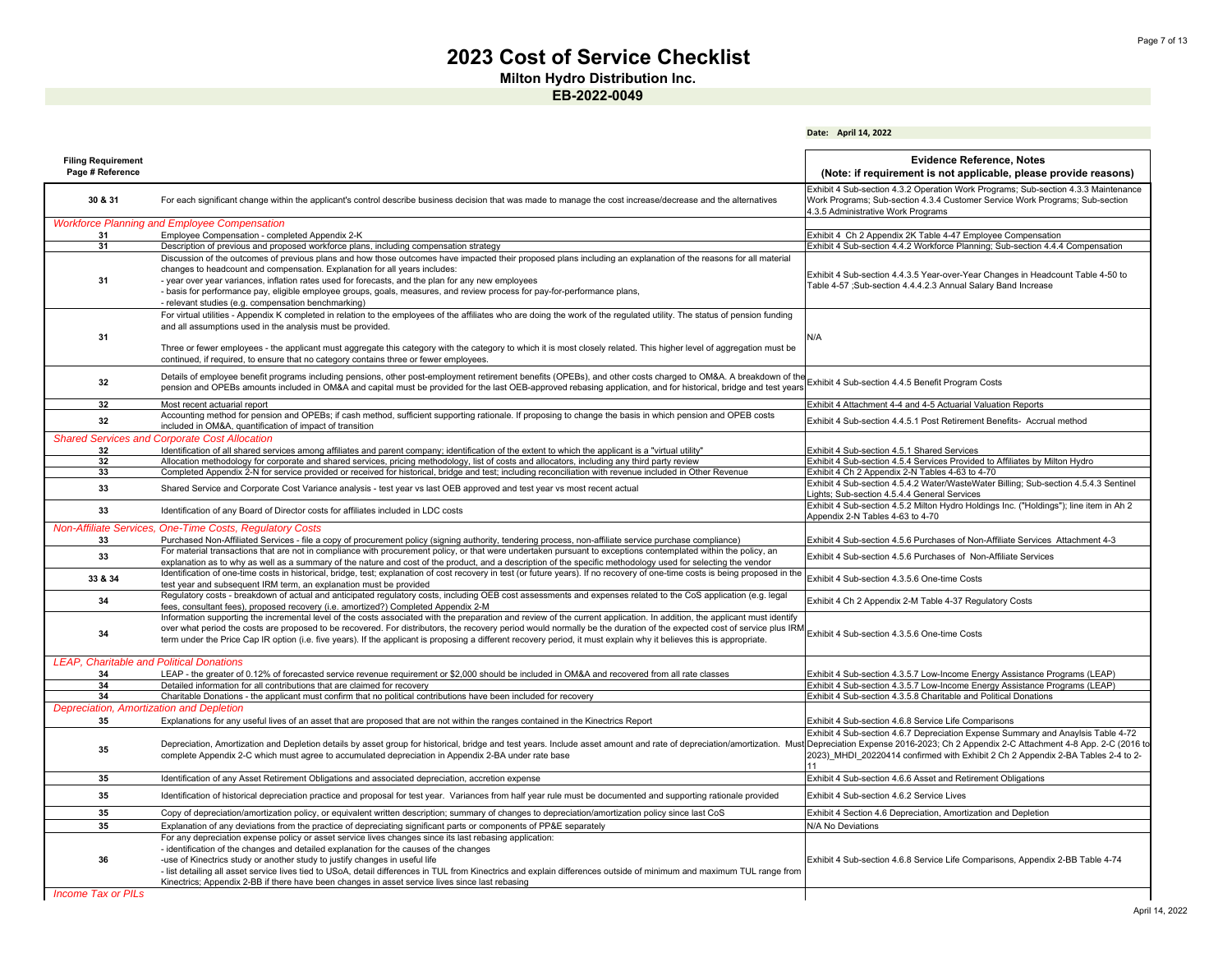# 2023 Cost of Service Checklist

**Milton Hydro Distribution Inc.**

**EB-2022-0049**

**Date: April 14, 2022**

| Filing Requirement Page # Reference | | Evidence Reference, Notes (Note: if requirement is not applicable, please provide reasons) |
|---|---|---|
| 30 & 31 | For each significant change within the applicant's control describe business decision that was made to manage the cost increase/decrease and the alternatives | Exhibit 4 Sub-section 4.3.2 Operation Work Programs; Sub-section 4.3.3 Maintenance Work Programs; Sub-section 4.3.4 Customer Service Work Programs; Sub-section 4.3.5 Administrative Work Programs |
| *Workforce Planning and Employee Compensation* | | |
| 31 | Employee Compensation - completed Appendix 2-K | Exhibit 4 Ch 2 Appendix 2K Table 4-47 Employee Compensation |
| 31 | Description of previous and proposed workforce plans, including compensation strategy | Exhibit 4 Sub-section 4.4.2 Workforce Planning; Sub-section 4.4.4 Compensation |
| 31 | Discussion of the outcomes of previous plans and how those outcomes have impacted their proposed plans including an explanation of the reasons for all material changes to headcount and compensation. Explanation for all years includes:<br>- year over year variances, inflation rates used for forecasts, and the plan for any new employees<br>- basis for performance pay, eligible employee groups, goals, measures, and review process for pay-for-performance plans,<br>- relevant studies (e.g. compensation benchmarking) | Exhibit 4 Sub-section 4.4.3.5 Year-over-Year Changes in Headcount Table 4-50 to Table 4-57 ;Sub-section 4.4.2.3 Annual Salary Band Increase |
| 31 | For virtual utilities - Appendix K completed in relation to the employees of the affiliates who are doing the work of the regulated utility. The status of pension funding and all assumptions used in the analysis must be provided.<br><br>Three or fewer employees - the applicant must aggregate this category with the category to which it is most closely related. This higher level of aggregation must be continued, if required, to ensure that no category contains three or fewer employees. | N/A |
| 32 | Details of employee benefit programs including pensions, other post-employment retirement benefits (OPEBs), and other costs charged to OM&A. A breakdown of the pension and OPEBs amounts included in OM&A and capital must be provided for the last OEB-approved rebasing application, and for historical, bridge and test years | Exhibit 4 Sub-section 4.4.5 Benefit Program Costs |
| 32 | Most recent actuarial report | Exhibit 4 Attachment 4-4 and 4-5 Actuarial Valuation Reports |
| 32 | Accounting method for pension and OPEBs; if cash method, sufficient supporting rationale. If proposing to change the basis in which pension and OPEB costs included in OM&A, quantification of impact of transition | Exhibit 4 Sub-section 4.4.5.1 Post Retirement Benefits- Accrual method |
| *Shared Services and Corporate Cost Allocation* | | |
| 32 | Identification of all shared services among affiliates and parent company; identification of the extent to which the applicant is a "virtual utility" | Exhibit 4 Sub-section 4.5.1 Shared Services |
| 32 | Allocation methodology for corporate and shared services, pricing methodology, list of costs and allocators, including any third party review | Exhibit 4 Sub-section 4.5.4 Services Provided to Affiliates by Milton Hydro |
| 33 | Completed Appendix 2-N for service provided or received for historical, bridge and test; including reconciliation with revenue included in Other Revenue | Exhibit 4 Ch 2 Appendix 2-N Tables 4-63 to 4-70 |
| 33 | Shared Service and Corporate Cost Variance analysis - test year vs last OEB approved and test year vs most recent actual | Exhibit 4 Sub-section 4.5.4.2 Water/WasteWater Billing; Sub-section 4.5.4.3 Sentinel Lights; Sub-section 4.5.4.4 General Services |
| 33 | Identification of any Board of Director costs for affiliates included in LDC costs | Exhibit 4 Sub-section 4.5.2 Milton Hydro Holdings Inc. ("Holdings"); line item in Ah 2 Appendix 2-N Tables 4-63 to 4-70 |
| *Non-Affiliate Services, One-Time Costs, Regulatory Costs* | | |
| 33 | Purchased Non-Affiliated Services - file a copy of procurement policy (signing authority, tendering process, non-affiliate service purchase compliance) | Exhibit 4 Sub-section 4.5.6 Purchases of Non-Affiliate Services Attachment 4-3 |
| 33 | For material transactions that are not in compliance with procurement policy, or that were undertaken pursuant to exceptions contemplated within the policy, an explanation as to why as well as a summary of the nature and cost of the product, and a description of the specific methodology used for selecting the vendor | Exhibit 4 Sub-section 4.5.6 Purchases of Non-Affiliate Services |
| 33 & 34 | Identification of one-time costs in historical, bridge, test; explanation of cost recovery in test (or future years). If no recovery of one-time costs is being proposed in the test year and subsequent IRM term, an explanation must be provided | Exhibit 4 Sub-section 4.3.5.6 One-time Costs |
| 34 | Regulatory costs - breakdown of actual and anticipated regulatory costs, including OEB cost assessments and expenses related to the CoS application (e.g. legal fees, consultant fees), proposed recovery (i.e. amortized?) Completed Appendix 2-M | Exhibit 4 Ch 2 Appendix 2-M Table 4-37 Regulatory Costs |
| 34 | Information supporting the incremental level of the costs associated with the preparation and review of the current application. In addition, the applicant must identify over what period the costs are proposed to be recovered. For distributors, the recovery period would normally be the duration of the expected cost of service plus IRM term under the Price Cap IR option (i.e. five years). If the applicant is proposing a different recovery period, it must explain why it believes this is appropriate. | Exhibit 4 Sub-section 4.3.5.6 One-time Costs |
| *LEAP, Charitable and Political Donations* | | |
| 34 | LEAP - the greater of 0.12% of forecasted service revenue requirement or $2,000 should be included in OM&A and recovered from all rate classes | Exhibit 4 Sub-section 4.3.5.7 Low-Income Energy Assistance Programs (LEAP) |
| 34 | Detailed information for all contributions that are claimed for recovery | Exhibit 4 Sub-section 4.3.5.7 Low-Income Energy Assistance Programs (LEAP) |
| 34 | Charitable Donations - the applicant must confirm that no political contributions have been included for recovery | Exhibit 4 Sub-section 4.3.5.8 Charitable and Political Donations |
| *Depreciation, Amortization and Depletion* | | |
| 35 | Explanations for any useful lives of an asset that are proposed that are not within the ranges contained in the Kinectrics Report | Exhibit 4 Sub-section 4.6.8 Service Life Comparisons |
| 35 | Depreciation, Amortization and Depletion details by asset group for historical, bridge and test years. Include asset amount and rate of depreciation/amortization. Must complete Appendix 2-C which must agree to accumulated depreciation in Appendix 2-BA under rate base | Exhibit 4 Sub-section 4.6.7 Depreciation Expense Summary and Anaylsis Table 4-72 Depreciation Expense 2016-2023; Ch 2 Appendix 2-C Attachment 4-8 App. 2-C (2016 to 2023)_MHDI_20220414 confirmed with Exhibit 2 Ch 2 Appendix 2-BA Tables 2-4 to 2-11 |
| 35 | Identification of any Asset Retirement Obligations and associated depreciation, accretion expense | Exhibit 4 Sub-section 4.6.6 Asset and Retirement Obligations |
| 35 | Identification of historical depreciation practice and proposal for test year. Variances from half year rule must be documented and supporting rationale provided | Exhibit 4 Sub-section 4.6.2 Service Lives |
| 35 | Copy of depreciation/amortization policy, or equivalent written description; summary of changes to depreciation/amortization policy since last CoS | Exhibit 4 Section 4.6 Depreciation, Amortization and Depletion |
| 35 | Explanation of any deviations from the practice of depreciating significant parts or components of PP&E separately | N/A No Deviations |
| 36 | For any depreciation expense policy or asset service lives changes since its last rebasing application:<br>- identification of the changes and detailed explanation for the causes of the changes<br>-use of Kinectrics study or another study to justify changes in useful life<br>- list detailing all asset service lives tied to USoA, detail differences in TUL from Kinectrics and explain differences outside of minimum and maximum TUL range from Kinectrics; Appendix 2-BB if there have been changes in asset service lives since last rebasing | Exhibit 4 Sub-section 4.6.8 Service Life Comparisons, Appendix 2-BB Table 4-74 |
| *Income Tax or PILs* | | |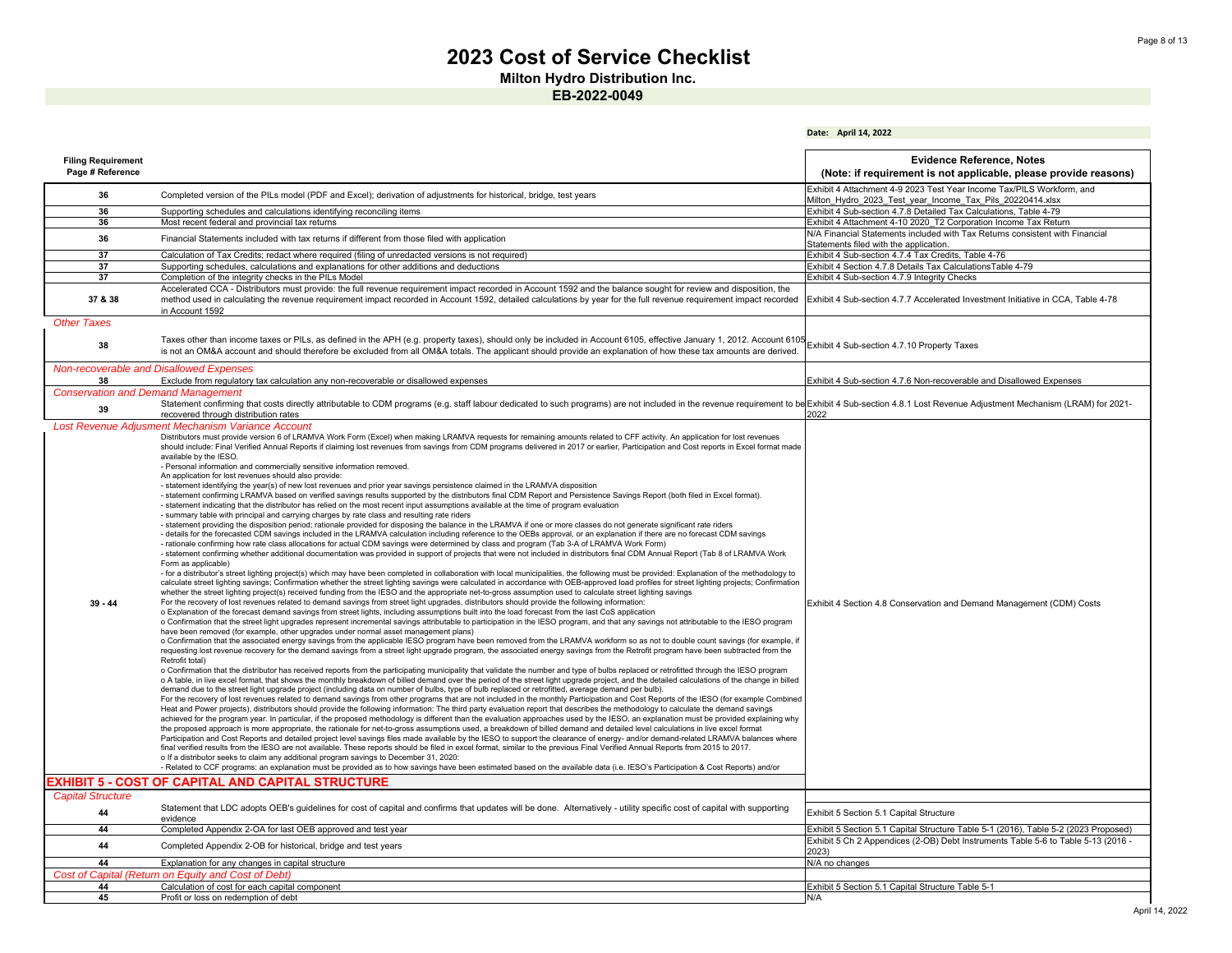# 2023 Cost of Service Checklist

**Milton Hydro Distribution Inc.**

**EB-2022-0049**

**Date: April 14, 2022**

| Filing Requirement Page # Reference | | Evidence Reference, Notes (Note: if requirement is not applicable, please provide reasons) |
|---|---|---|
| 36 | Completed version of the PILs model (PDF and Excel); derivation of adjustments for historical, bridge, test years | Exhibit 4 Attachment 4-9 2023 Test Year Income Tax/PILS Workform, and Milton_Hydro_2023_Test_year_Income_Tax_Pils_20220414.xlsx |
| 36 | Supporting schedules and calculations identifying reconciling items | Exhibit 4 Sub-section 4.7.8 Detailed Tax Calculations, Table 4-79 |
| 36 | Most recent federal and provincial tax returns | Exhibit 4 Attachment 4-10 2020_T2 Corporation Income Tax Return |
| 36 | Financial Statements included with tax returns if different from those filed with application | N/A Financial Statements included with Tax Returns consistent with Financial Statements filed with the application. |
| 37 | Calculation of Tax Credits; redact where required (filing of unredacted versions is not required) | Exhibit 4 Sub-section 4.7.4 Tax Credits, Table 4-76 |
| 37 | Supporting schedules, calculations and explanations for other additions and deductions | Exhibit 4 Section 4.7.8 Details Tax CalculationsTable 4-79 |
| 37 | Completion of the integrity checks in the PILs Model | Exhibit 4 Sub-section 4.7.9 Integrity Checks |
| 37 & 38 | Accelerated CCA - Distributors must provide: the full revenue requirement impact recorded in Account 1592 and the balance sought for review and disposition, the method used in calculating the revenue requirement impact recorded in Account 1592, detailed calculations by year for the full revenue requirement impact recorded in Account 1592 | Exhibit 4 Sub-section 4.7.7 Accelerated Investment Initiative in CCA, Table 4-78 |
| *Other Taxes* | | |
| 38 | Taxes other than income taxes or PILs, as defined in the APH (e.g. property taxes), should only be included in Account 6105, effective January 1, 2012. Account 6105 is not an OM&A account and should therefore be excluded from all OM&A totals. The applicant should provide an explanation of how these tax amounts are derived. | Exhibit 4 Sub-section 4.7.10 Property Taxes |
| *Non-recoverable and Disallowed Expenses* | | |
| 38 | Exclude from regulatory tax calculation any non-recoverable or disallowed expenses | Exhibit 4 Sub-section 4.7.6 Non-recoverable and Disallowed Expenses |
| *Conservation and Demand Management* | | |
| 39 | Statement confirming that costs directly attributable to CDM programs (e.g. staff labour dedicated to such programs) are not included in the revenue requirement to be recovered through distribution rates | Exhibit 4 Sub-section 4.8.1 Lost Revenue Adjustment Mechanism (LRAM) for 2021-2022 |
| *Lost Revenue Adjusment Mechanism Variance Account* | | |
| 39 - 44 | Distributors must provide version 6 of LRAMVA Work Form (Excel) when making LRAMVA requests for remaining amounts related to CFF activity. An application for lost revenues should include: Final Verified Annual Reports if claiming lost revenues from savings from CDM programs delivered in 2017 or earlier, Participation and Cost reports in Excel format made available by the IESO.<br>- Personal information and commercially sensitive information removed.<br>An application for lost revenues should also provide:<br>- statement identifying the year(s) of new lost revenues and prior year savings persistence claimed in the LRAMVA disposition<br>- statement confirming LRAMVA based on verified savings results supported by the distributors final CDM Report and Persistence Savings Report (both filed in Excel format).<br>- statement indicating that the distributor has relied on the most recent input assumptions available at the time of program evaluation<br>- summary table with principal and carrying charges by rate class and resulting rate riders<br>- statement providing the disposition period; rationale provided for disposing the balance in the LRAMVA if one or more classes do not generate significant rate riders<br>- details for the forecasted CDM savings included in the LRAMVA calculation including reference to the OEBs approval, or an explanation if there are no forecast CDM savings<br>- rationale confirming how rate class allocations for actual CDM savings were determined by class and program (Tab 3-A of LRAMVA Work Form)<br>- statement confirming whether additional documentation was provided in support of projects that were not included in distributors final CDM Annual Report (Tab 8 of LRAMVA Work Form as applicable)<br>- for a distributor's street lighting project(s) which may have been completed in collaboration with local municipalities, the following must be provided: Explanation of the methodology to calculate street lighting savings; Confirmation whether the street lighting savings were calculated in accordance with OEB-approved load profiles for street lighting projects; Confirmation whether the street lighting project(s) received funding from the IESO and the appropriate net-to-gross assumption used to calculate street lighting savings<br>For the recovery of lost revenues related to demand savings from street light upgrades, distributors should provide the following information:<br>o Explanation of the forecast demand savings from street lights, including assumptions built into the load forecast from the last CoS application<br>o Confirmation that the street light upgrades represent incremental savings attributable to participation in the IESO program, and that any savings not attributable to the IESO program have been removed (for example, other upgrades under normal asset management plans)<br>o Confirmation that the associated energy savings from the applicable IESO program have been removed from the LRAMVA workform so as not to double count savings (for example, if requesting lost revenue recovery for the demand savings from a street light upgrade program, the associated energy savings from the Retrofit program have been subtracted from the Retrofit total)<br>o Confirmation that the distributor has received reports from the participating municipality that validate the number and type of bulbs replaced or retrofitted through the IESO program<br>o A table, in live excel format, that shows the monthly breakdown of billed demand over the period of the street light upgrade project, and the detailed calculations of the change in billed demand due to the street light upgrade project (including data on number of bulbs, type of bulb replaced or retrofitted, average demand per bulb).<br>For the recovery of lost revenues related to demand savings from other programs that are not included in the monthly Participation and Cost Reports of the IESO (for example Combined Heat and Power projects), distributors should provide the following information: The third party evaluation report that describes the methodology to calculate the demand savings achieved for the program year. In particular, if the proposed methodology is different than the evaluation approaches used by the IESO, an explanation must be provided explaining why the proposed approach is more appropriate, the rationale for net-to-gross assumptions used, a breakdown of billed demand and detailed level calculations in live excel format<br>Participation and Cost Reports and detailed project level savings files made available by the IESO to support the clearance of energy- and/or demand-related LRAMVA balances where final verified results from the IESO are not available. These reports should be filed in excel format, similar to the previous Final Verified Annual Reports from 2015 to 2017.<br>o If a distributor seeks to claim any additional program savings to December 31, 2020:<br>- Related to CCF programs: an explanation must be provided as to how savings have been estimated based on the available data (i.e. IESO's Participation & Cost Reports) and/or | Exhibit 4 Section 4.8 Conservation and Demand Management (CDM) Costs |
| **EXHIBIT 5 - COST OF CAPITAL AND CAPITAL STRUCTURE** | | |
| *Capital Structure* | | |
| 44 | Statement that LDC adopts OEB's guidelines for cost of capital and confirms that updates will be done. Alternatively - utility specific cost of capital with supporting evidence | Exhibit 5 Section 5.1 Capital Structure |
| 44 | Completed Appendix 2-OA for last OEB approved and test year | Exhibit 5 Section 5.1 Capital Structure Table 5-1 (2016), Table 5-2 (2023 Proposed) |
| 44 | Completed Appendix 2-OB for historical, bridge and test years | Exhibit 5 Ch 2 Appendices (2-OB) Debt Instruments Table 5-6 to Table 5-13 (2016 - 2023) |
| 44 | Explanation for any changes in capital structure | N/A no changes |
| *Cost of Capital (Return on Equity and Cost of Debt)* | | |
| 44 | Calculation of cost for each capital component | Exhibit 5 Section 5.1 Capital Structure Table 5-1 |
| 45 | Profit or loss on redemption of debt | N/A |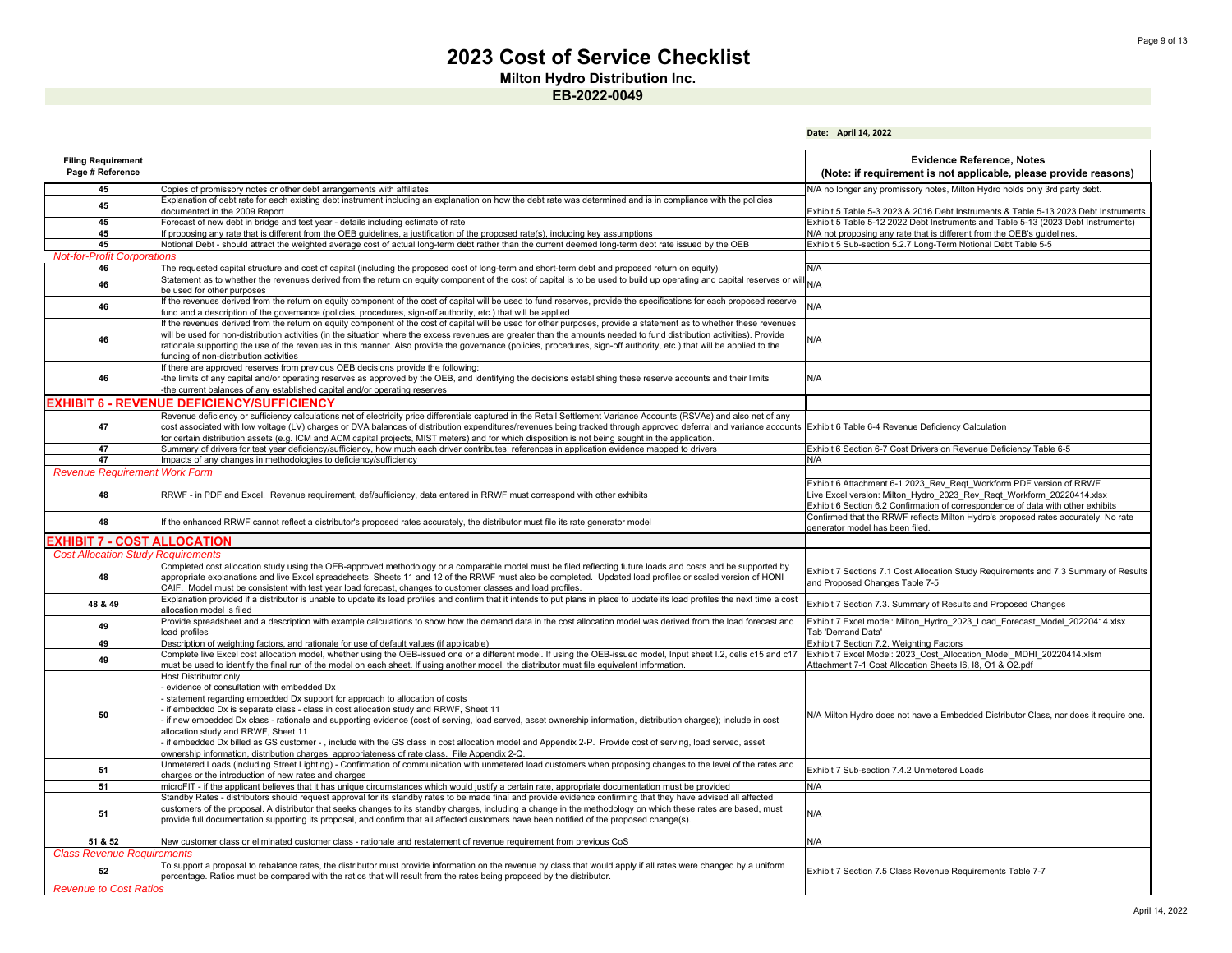# 2023 Cost of Service Checklist

**Milton Hydro Distribution Inc.**

**EB-2022-0049**

**Date: April 14, 2022**

| Filing Requirement Page # Reference | | Evidence Reference, Notes (Note: if requirement is not applicable, please provide reasons) |
|---|---|---|
| 45 | Copies of promissory notes or other debt arrangements with affiliates | N/A no longer any promissory notes, Milton Hydro holds only 3rd party debt. |
| 45 | Explanation of debt rate for each existing debt instrument including an explanation on how the debt rate was determined and is in compliance with the policies documented in the 2009 Report | Exhibit 5 Table 5-3 2023 & 2016 Debt Instruments & Table 5-13 2023 Debt Instruments |
| 45 | Forecast of new debt in bridge and test year - details including estimate of rate | Exhibit 5 Table 5-12 2022 Debt Instruments and Table 5-13 (2023 Debt Instruments) |
| 45 | If proposing any rate that is different from the OEB guidelines, a justification of the proposed rate(s), including key assumptions | N/A not proposing any rate that is different from the OEB's guidelines. |
| 45 | Notional Debt - should attract the weighted average cost of actual long-term debt rather than the current deemed long-term debt rate issued by the OEB | Exhibit 5 Sub-section 5.2.7 Long-Term Notional Debt Table 5-5 |
| *Not-for-Profit Corporations* | | |
| 46 | The requested capital structure and cost of capital (including the proposed cost of long-term and short-term debt and proposed return on equity) | N/A |
| 46 | Statement as to whether the revenues derived from the return on equity component of the cost of capital is to be used to build up operating and capital reserves or will be used for other purposes | N/A |
| 46 | If the revenues derived from the return on equity component of the cost of capital will be used to fund reserves, provide the specifications for each proposed reserve fund and a description of the governance (policies, procedures, sign-off authority, etc.) that will be applied | N/A |
| 46 | If the revenues derived from the return on equity component of the cost of capital will be used for other purposes, provide a statement as to whether these revenues will be used for non-distribution activities (in the situation where the excess revenues are greater than the amounts needed to fund distribution activities). Provide rationale supporting the use of the revenues in this manner. Also provide the governance (policies, procedures, sign-off authority, etc.) that will be applied to the funding of non-distribution activities | N/A |
| 46 | If there are approved reserves from previous OEB decisions provide the following:<br>-the limits of any capital and/or operating reserves as approved by the OEB, and identifying the decisions establishing these reserve accounts and their limits<br>-the current balances of any established capital and/or operating reserves | N/A |
| **EXHIBIT 6 - REVENUE DEFICIENCY/SUFFICIENCY** | | |
| 47 | Revenue deficiency or sufficiency calculations net of electricity price differentials captured in the Retail Settlement Variance Accounts (RSVAs) and also net of any cost associated with low voltage (LV) charges or DVA balances of distribution expenditures/revenues being tracked through approved deferral and variance accounts for certain distribution assets (e.g. ICM and ACM capital projects, MIST meters) and for which disposition is not being sought in the application. | Exhibit 6 Table 6-4 Revenue Deficiency Calculation |
| 47 | Summary of drivers for test year deficiency/sufficiency, how much each driver contributes; references in application evidence mapped to drivers | Exhibit 6 Section 6-7 Cost Drivers on Revenue Deficiency Table 6-5 |
| 47 | Impacts of any changes in methodologies to deficiency/sufficiency | N/A |
| *Revenue Requirement Work Form* | | |
| 48 | RRWF - in PDF and Excel. Revenue requirement, def/sufficiency, data entered in RRWF must correspond with other exhibits | Exhibit 6 Attachment 6-1 2023_Rev_Reqt_Workform PDF version of RRWF<br>Live Excel version: Milton_Hydro_2023_Rev_Reqt_Workform_20220414.xlsx<br>Exhibit 6 Section 6.2 Confirmation of correspondence of data with other exhibits |
| 48 | If the enhanced RRWF cannot reflect a distributor's proposed rates accurately, the distributor must file its rate generator model | Confirmed that the RRWF reflects Milton Hydro's proposed rates accurately. No rate generator model has been filed. |
| **EXHIBIT 7 - COST ALLOCATION** | | |
| *Cost Allocation Study Requirements* | | |
| 48 | Completed cost allocation study using the OEB-approved methodology or a comparable model must be filed reflecting future loads and costs and be supported by appropriate explanations and live Excel spreadsheets. Sheets 11 and 12 of the RRWF must also be completed. Updated load profiles or scaled version of HONI CAIF. Model must be consistent with test year load forecast, changes to customer classes and load profiles. | Exhibit 7 Sections 7.1 Cost Allocation Study Requirements and 7.3 Summary of Results and Proposed Changes Table 7-5 |
| 48 & 49 | Explanation provided if a distributor is unable to update its load profiles and confirm that it intends to put plans in place to update its load profiles the next time a cost allocation model is filed | Exhibit 7 Section 7.3. Summary of Results and Proposed Changes |
| 49 | Provide spreadsheet and a description with example calculations to show how the demand data in the cost allocation model was derived from the load forecast and load profiles | Exhibit 7 Excel model: Milton_Hydro_2023_Load_Forecast_Model_20220414.xlsx Tab 'Demand Data' |
| 49 | Description of weighting factors, and rationale for use of default values (if applicable) | Exhibit 7 Section 7.2. Weighting Factors |
| 49 | Complete live Excel cost allocation model, whether using the OEB-issued one or a different model. If using the OEB-issued model, Input sheet I.2, cells c15 and c17 must be used to identify the final run of the model on each sheet. If using another model, the distributor must file equivalent information. | Exhibit 7 Excel Model: 2023_Cost_Allocation_Model_MDHI_20220414.xlsm<br>Attachment 7-1 Cost Allocation Sheets I6, I8, O1 & O2.pdf |
| 50 | Host Distributor only<br>- evidence of consultation with embedded Dx<br>- statement regarding embedded Dx support for approach to allocation of costs<br>- if embedded Dx is separate class - class in cost allocation study and RRWF, Sheet 11<br>- if new embedded Dx class - rationale and supporting evidence (cost of serving, load served, asset ownership information, distribution charges); include in cost allocation study and RRWF, Sheet 11<br>- if embedded Dx billed as GS customer - , include with the GS class in cost allocation model and Appendix 2-P. Provide cost of serving, load served, asset ownership information, distribution charges, appropriateness of rate class. File Appendix 2-Q. | N/A Milton Hydro does not have a Embedded Distributor Class, nor does it require one. |
| 51 | Unmetered Loads (including Street Lighting) - Confirmation of communication with unmetered load customers when proposing changes to the level of the rates and charges or the introduction of new rates and charges | Exhibit 7 Sub-section 7.4.2 Unmetered Loads |
| 51 | microFIT - if the applicant believes that it has unique circumstances which would justify a certain rate, appropriate documentation must be provided | N/A |
| 51 | Standby Rates - distributors should request approval for its standby rates to be made final and provide evidence confirming that they have advised all affected customers of the proposal. A distributor that seeks changes to its standby charges, including a change in the methodology on which these rates are based, must provide full documentation supporting its proposal, and confirm that all affected customers have been notified of the proposed change(s). | N/A |
| 51 & 52 | New customer class or eliminated customer class - rationale and restatement of revenue requirement from previous CoS | N/A |
| *Class Revenue Requirements* | | |
| 52 | To support a proposal to rebalance rates, the distributor must provide information on the revenue by class that would apply if all rates were changed by a uniform percentage. Ratios must be compared with the ratios that will result from the rates being proposed by the distributor. | Exhibit 7 Section 7.5 Class Revenue Requirements Table 7-7 |
| *Revenue to Cost Ratios* | | |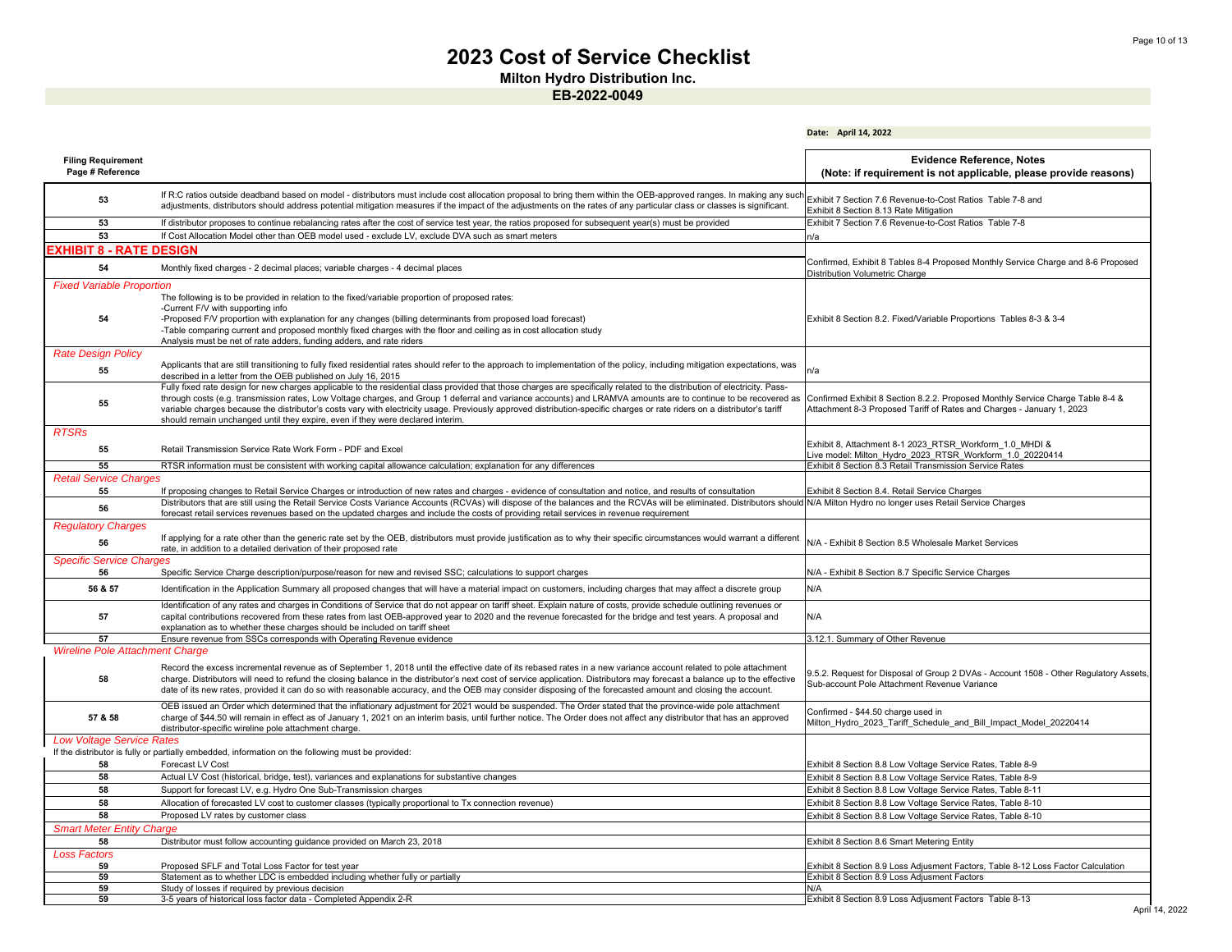# 2023 Cost of Service Checklist

**Milton Hydro Distribution Inc.**

**EB-2022-0049**

**Date: April 14, 2022**

| Filing Requirement Page # Reference | | Evidence Reference, Notes (Note: if requirement is not applicable, please provide reasons) |
|---|---|---|
| 53 | If R:C ratios outside deadband based on model - distributors must include cost allocation proposal to bring them within the OEB-approved ranges. In making any such adjustments, distributors should address potential mitigation measures if the impact of the adjustments on the rates of any particular class or classes is significant. | Exhibit 7 Section 7.6 Revenue-to-Cost Ratios Table 7-8 and Exhibit 8 Section 8.13 Rate Mitigation |
| 53 | If distributor proposes to continue rebalancing rates after the cost of service test year, the ratios proposed for subsequent year(s) must be provided | Exhibit 7 Section 7.6 Revenue-to-Cost Ratios Table 7-8 |
| 53 | If Cost Allocation Model other than OEB model used - exclude LV, exclude DVA such as smart meters | n/a |
| **EXHIBIT 8 - RATE DESIGN** | | |
| 54 | Monthly fixed charges - 2 decimal places; variable charges - 4 decimal places | Confirmed, Exhibit 8 Tables 8-4 Proposed Monthly Service Charge and 8-6 Proposed Distribution Volumetric Charge |
| *Fixed Variable Proportion* | | |
| 54 | The following is to be provided in relation to the fixed/variable proportion of proposed rates:<br>-Current F/V with supporting info<br>-Proposed F/V proportion with explanation for any changes (billing determinants from proposed load forecast)<br>-Table comparing current and proposed monthly fixed charges with the floor and ceiling as in cost allocation study<br>Analysis must be net of rate adders, funding adders, and rate riders | Exhibit 8 Section 8.2. Fixed/Variable Proportions Tables 8-3 & 3-4 |
| *Rate Design Policy* | | |
| 55 | Applicants that are still transitioning to fully fixed residential rates should refer to the approach to implementation of the policy, including mitigation expectations, was described in a letter from the OEB published on July 16, 2015 | n/a |
| 55 | Fully fixed rate design for new charges applicable to the residential class provided that those charges are specifically related to the distribution of electricity. Pass-through costs (e.g. transmission rates, Low Voltage charges, and Group 1 deferral and variance accounts) and LRAMVA amounts are to continue to be recovered as variable charges because the distributor's costs vary with electricity usage. Previously approved distribution-specific charges or rate riders on a distributor's tariff should remain unchanged until they expire, even if they were declared interim. | Confirmed Exhibit 8 Section 8.2.2. Proposed Monthly Service Charge Table 8-4 & Attachment 8-3 Proposed Tariff of Rates and Charges - January 1, 2023 |
| *RTSRs* | | |
| 55 | Retail Transmission Service Rate Work Form - PDF and Excel | Exhibit 8, Attachment 8-1 2023_RTSR_Workform_1.0_MHDI & Live model: Milton_Hydro_2023_RTSR_Workform_1.0_20220414 |
| 55 | RTSR information must be consistent with working capital allowance calculation; explanation for any differences | Exhibit 8 Section 8.3 Retail Transmission Service Rates |
| *Retail Service Charges* | | |
| 55 | If proposing changes to Retail Service Charges or introduction of new rates and charges - evidence of consultation and notice, and results of consultation | Exhibit 8 Section 8.4. Retail Service Charges |
| 56 | Distributors that are still using the Retail Service Costs Variance Accounts (RCVAs) will dispose of the balances and the RCVAs will be eliminated. Distributors should forecast retail services revenues based on the updated charges and include the costs of providing retail services in revenue requirement | N/A Milton Hydro no longer uses Retail Service Charges |
| *Regulatory Charges* | | |
| 56 | If applying for a rate other than the generic rate set by the OEB, distributors must provide justification as to why their specific circumstances would warrant a different rate, in addition to a detailed derivation of their proposed rate | N/A - Exhibit 8 Section 8.5 Wholesale Market Services |
| *Specific Service Charges* | | |
| 56 | Specific Service Charge description/purpose/reason for new and revised SSC; calculations to support charges | N/A - Exhibit 8 Section 8.7 Specific Service Charges |
| 56 & 57 | Identification in the Application Summary all proposed changes that will have a material impact on customers, including charges that may affect a discrete group | N/A |
| 57 | Identification of any rates and charges in Conditions of Service that do not appear on tariff sheet. Explain nature of costs, provide schedule outlining revenues or capital contributions recovered from these rates from last OEB-approved year to 2020 and the revenue forecasted for the bridge and test years. A proposal and explanation as to whether these charges should be included on tariff sheet | N/A |
| 57 | Ensure revenue from SSCs corresponds with Operating Revenue evidence | 3.12.1. Summary of Other Revenue |
| *Wireline Pole Attachment Charge* | | |
| 58 | Record the excess incremental revenue as of September 1, 2018 until the effective date of its rebased rates in a new variance account related to pole attachment charge. Distributors will need to refund the closing balance in the distributor's next cost of service application. Distributors may forecast a balance up to the effective date of its new rates, provided it can do so with reasonable accuracy, and the OEB may consider disposing of the forecasted amount and closing the account. | 9.5.2. Request for Disposal of Group 2 DVAs - Account 1508 - Other Regulatory Assets, Sub-account Pole Attachment Revenue Variance |
| 57 & 58 | OEB issued an Order which determined that the inflationary adjustment for 2021 would be suspended. The Order stated that the province-wide pole attachment charge of $44.50 will remain in effect as of January 1, 2021 on an interim basis, until further notice. The Order does not affect any distributor that has an approved distributor-specific wireline pole attachment charge. | Confirmed - $44.50 charge used in Milton_Hydro_2023_Tariff_Schedule_and_Bill_Impact_Model_20220414 |
| *Low Voltage Service Rates* | | |
| | If the distributor is fully or partially embedded, information on the following must be provided: | |
| 58 | Forecast LV Cost | Exhibit 8 Section 8.8 Low Voltage Service Rates, Table 8-9 |
| 58 | Actual LV Cost (historical, bridge, test), variances and explanations for substantive changes | Exhibit 8 Section 8.8 Low Voltage Service Rates, Table 8-9 |
| 58 | Support for forecast LV, e.g. Hydro One Sub-Transmission charges | Exhibit 8 Section 8.8 Low Voltage Service Rates, Table 8-11 |
| 58 | Allocation of forecasted LV cost to customer classes (typically proportional to Tx connection revenue) | Exhibit 8 Section 8.8 Low Voltage Service Rates, Table 8-10 |
| 58 | Proposed LV rates by customer class | Exhibit 8 Section 8.8 Low Voltage Service Rates, Table 8-10 |
| *Smart Meter Entity Charge* | | |
| 58 | Distributor must follow accounting guidance provided on March 23, 2018 | Exhibit 8 Section 8.6 Smart Metering Entity |
| *Loss Factors* | | |
| 59 | Proposed SFLF and Total Loss Factor for test year | Exhibit 8 Section 8.9 Loss Adjustment Factors, Table 8-12 Loss Factor Calculation |
| 59 | Statement as to whether LDC is embedded including whether fully or partially | Exhibit 8 Section 8.9 Loss Adjustment Factors |
| 59 | Study of losses if required by previous decision | N/A |
| 59 | 3-5 years of historical loss factor data - Completed Appendix 2-R | Exhibit 8 Section 8.9 Loss Adjustment Factors Table 8-13 |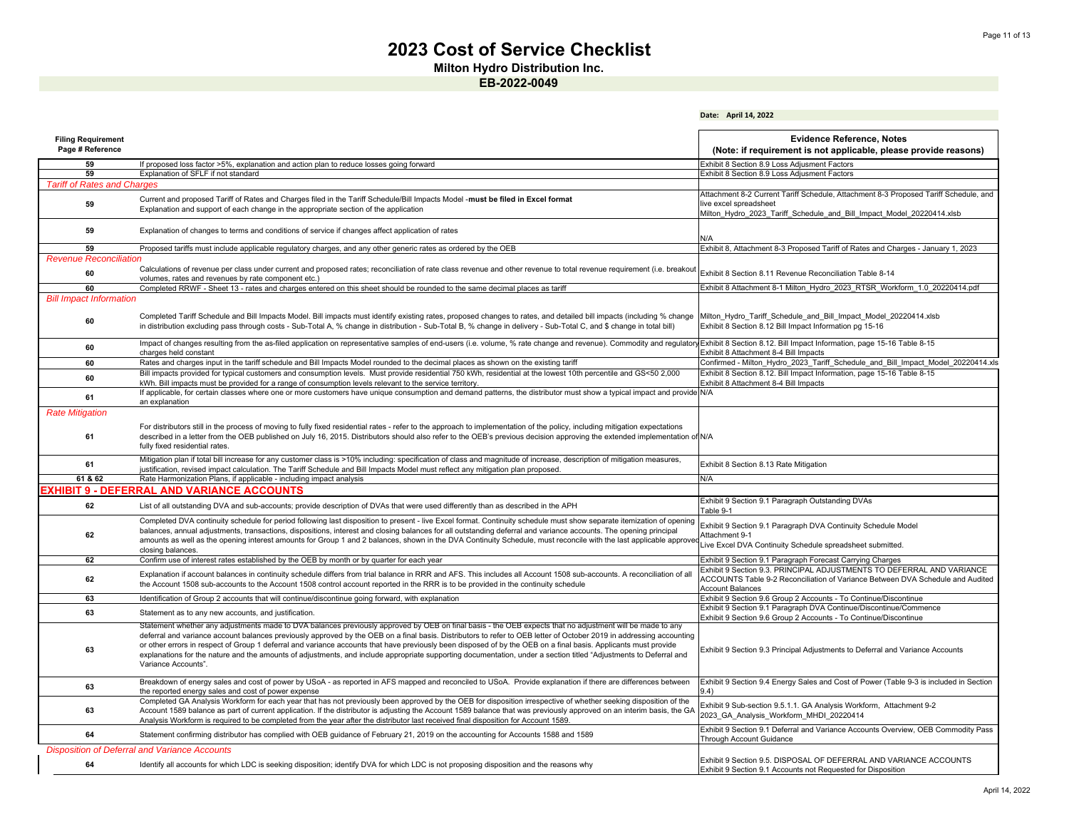# 2023 Cost of Service Checklist

**Milton Hydro Distribution Inc.**

**EB-2022-0049**

**Date: April 14, 2022**

| Filing Requirement Page # Reference | | Evidence Reference, Notes (Note: if requirement is not applicable, please provide reasons) |
|---|---|---|
| 59 | If proposed loss factor >5%, explanation and action plan to reduce losses going forward | Exhibit 8 Section 8.9 Loss Adjusment Factors |
| 59 | Explanation of SFLF if not standard | Exhibit 8 Section 8.9 Loss Adjusment Factors |
| *Tariff of Rates and Charges* | | |
| 59 | Current and proposed Tariff of Rates and Charges filed in the Tariff Schedule/Bill Impacts Model -**must be filed in Excel format** Explanation and support of each change in the appropriate section of the application | Attachment 8-2 Current Tariff Schedule, Attachment 8-3 Proposed Tariff Schedule, and live excel spreadsheet Milton_Hydro_2023_Tariff_Schedule_and_Bill_Impact_Model_20220414.xlsb |
| 59 | Explanation of changes to terms and conditions of service if changes affect application of rates | N/A |
| 59 | Proposed tariffs must include applicable regulatory charges, and any other generic rates as ordered by the OEB | Exhibit 8, Attachment 8-3 Proposed Tariff of Rates and Charges - January 1, 2023 |
| *Revenue Reconciliation* | | |
| 60 | Calculations of revenue per class under current and proposed rates; reconciliation of rate class revenue and other revenue to total revenue requirement (i.e. breakout volumes, rates and revenues by rate component etc.) | Exhibit 8 Section 8.11 Revenue Reconciliation Table 8-14 |
| 60 | Completed RRWF - Sheet 13 - rates and charges entered on this sheet should be rounded to the same decimal places as tariff | Exhibit 8 Attachment 8-1 Milton_Hydro_2023_RTSR_Workform_1.0_20220414.pdf |
| *Bill Impact Information* | | |
| 60 | Completed Tariff Schedule and Bill Impacts Model. Bill impacts must identify existing rates, proposed changes to rates, and detailed bill impacts (including % change in distribution excluding pass through costs - Sub-Total A, % change in distribution - Sub-Total B, % change in delivery - Sub-Total C, and $ change in total bill) | Milton_Hydro_Tariff_Schedule_and_Bill_Impact_Model_20220414.xlsb Exhibit 8 Section 8.12 Bill Impact Information pg 15-16 |
| 60 | Impact of changes resulting from the as-filed application on representative samples of end-users (i.e. volume, % rate change and revenue). Commodity and regulatory charges held constant | Exhibit 8 Section 8.12. Bill Impact Information, page 15-16 Table 8-15 Exhibit 8 Attachment 8-4 Bill Impacts |
| 60 | Rates and charges input in the tariff schedule and Bill Impacts Model rounded to the decimal places as shown on the existing tariff | Confirmed - Milton_Hydro_2023_Tariff_Schedule_and_Bill_Impact_Model_20220414.xls |
| 60 | Bill impacts provided for typical customers and consumption levels. Must provide residential 750 kWh, residential at the lowest 10th percentile and GS<50 2,000 kWh. Bill impacts must be provided for a range of consumption levels relevant to the service territory. | Exhibit 8 Section 8.12. Bill Impact Information, page 15-16 Table 8-15 Exhibit 8 Attachment 8-4 Bill Impacts |
| 61 | If applicable, for certain classes where one or more customers have unique consumption and demand patterns, the distributor must show a typical impact and provide an explanation | N/A |
| *Rate Mitigation* | | |
| 61 | For distributors still in the process of moving to fully fixed residential rates - refer to the approach to implementation of the policy, including mitigation expectations described in a letter from the OEB published on July 16, 2015. Distributors should also refer to the OEB's previous decision approving the extended implementation of fully fixed residential rates. | N/A |
| 61 | Mitigation plan if total bill increase for any customer class is >10% including: specification of class and magnitude of increase, description of mitigation measures, justification, revised impact calculation. The Tariff Schedule and Bill Impacts Model must reflect any mitigation plan proposed. | Exhibit 8 Section 8.13 Rate Mitigation |
| 61 & 62 | Rate Harmonization Plans, if applicable - including impact analysis | N/A |
| **EXHIBIT 9 - DEFERRAL AND VARIANCE ACCOUNTS** | | |
| 62 | List of all outstanding DVA and sub-accounts; provide description of DVAs that were used differently than as described in the APH | Exhibit 9 Section 9.1 Paragraph Outstanding DVAs Table 9-1 |
| 62 | Completed DVA continuity schedule for period following last disposition to present - live Excel format. Continuity schedule must show separate itemization of opening balances, annual adjustments, transactions, dispositions, interest and closing balances for all outstanding deferral and variance accounts. The opening principal amounts as well as the opening interest amounts for Group 1 and 2 balances, shown in the DVA Continuity Schedule, must reconcile with the last applicable approved closing balances. | Exhibit 9 Section 9.1 Paragraph DVA Continuity Schedule Model Attachment 9-1 Live Excel DVA Continuity Schedule spreadsheet submitted. |
| 62 | Confirm use of interest rates established by the OEB by month or by quarter for each year | Exhibit 9 Section 9.1 Paragraph Forecast Carrying Charges |
| 62 | Explanation if account balances in continuity schedule differs from trial balance in RRR and AFS. This includes all Account 1508 sub-accounts. A reconciliation of all the Account 1508 sub-accounts to the Account 1508 control account reported in the RRR is to be provided in the continuity schedule | Exhibit 9 Section 9.3. PRINCIPAL ADJUSTMENTS TO DEFERRAL AND VARIANCE ACCOUNTS Table 9-2 Reconciliation of Variance Between DVA Schedule and Audited Account Balances |
| 63 | Identification of Group 2 accounts that will continue/discontinue going forward, with explanation | Exhibit 9 Section 9.6 Group 2 Accounts - To Continue/Discontinue |
| 63 | Statement as to any new accounts, and justification. | Exhibit 9 Section 9.1 Paragraph DVA Continue/Discontinue/Commence Exhibit 9 Section 9.6 Group 2 Accounts - To Continue/Discontinue |
| 63 | Statement whether any adjustments made to DVA balances previously approved by OEB on final basis - the OEB expects that no adjustment will be made to any deferral and variance account balances previously approved by the OEB on a final basis. Distributors to refer to OEB letter of October 2019 in addressing accounting or other errors in respect of Group 1 deferral and variance accounts that have previously been disposed of by the OEB on a final basis. Applicants must provide explanations for the nature and the amounts of adjustments, and include appropriate supporting documentation, under a section titled "Adjustments to Deferral and Variance Accounts". | Exhibit 9 Section 9.3 Principal Adjustments to Deferral and Variance Accounts |
| 63 | Breakdown of energy sales and cost of power by USoA - as reported in AFS mapped and reconciled to USoA. Provide explanation if there are differences between the reported energy sales and cost of power expense | Exhibit 9 Section 9.4 Energy Sales and Cost of Power (Table 9-3 is included in Section 9.4) |
| 63 | Completed GA Analysis Workform for each year that has not previously been approved by the OEB for disposition irrespective of whether seeking disposition of the Account 1589 balance as part of current application. If the distributor is adjusting the Account 1589 balance that was previously approved on an interim basis, the GA Analysis Workform is required to be completed from the year after the distributor last received final disposition for Account 1589. | Exhibit 9 Sub-section 9.5.1.1. GA Analysis Workform, Attachment 9-2 2023_GA_Analysis_Workform_MHDI_20220414 |
| 64 | Statement confirming distributor has complied with OEB guidance of February 21, 2019 on the accounting for Accounts 1588 and 1589 | Exhibit 9 Section 9.1 Deferral and Variance Accounts Overview, OEB Commodity Pass Through Account Guidance |
| *Disposition of Deferral and Variance Accounts* | | |
| 64 | Identify all accounts for which LDC is seeking disposition; identify DVA for which LDC is not proposing disposition and the reasons why | Exhibit 9 Section 9.5. DISPOSAL OF DEFERRAL AND VARIANCE ACCOUNTS Exhibit 9 Section 9.1 Accounts not Requested for Disposition |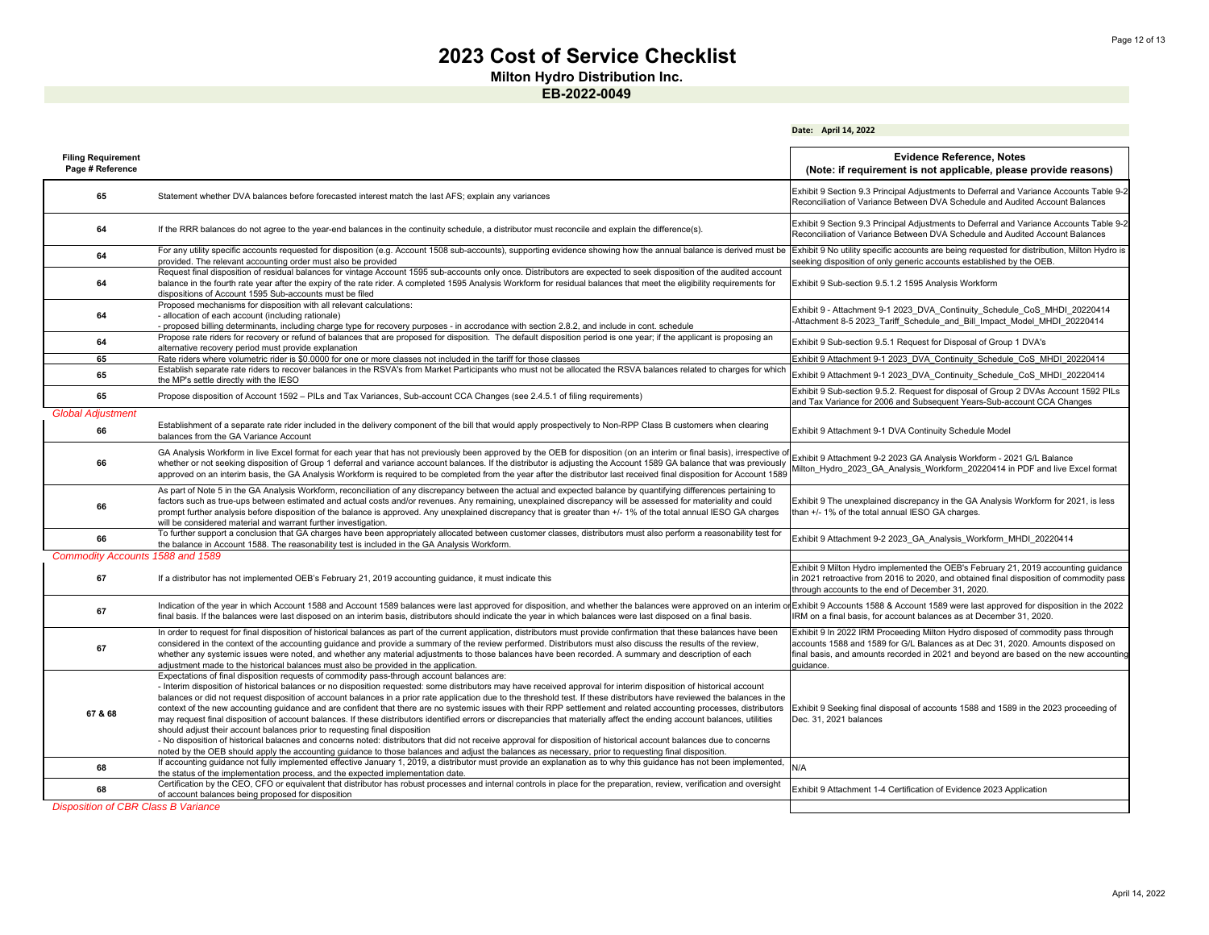# 2023 Cost of Service Checklist

**Milton Hydro Distribution Inc.**

**EB-2022-0049**

**Date: April 14, 2022**

| Filing Requirement Page # Reference | | Evidence Reference, Notes (Note: if requirement is not applicable, please provide reasons) |
|---|---|---|
| 65 | Statement whether DVA balances before forecasted interest match the last AFS; explain any variances | Exhibit 9 Section 9.3 Principal Adjustments to Deferral and Variance Accounts Table 9-2 Reconciliation of Variance Between DVA Schedule and Audited Account Balances |
| 64 | If the RRR balances do not agree to the year-end balances in the continuity schedule, a distributor must reconcile and explain the difference(s). | Exhibit 9 Section 9.3 Principal Adjustments to Deferral and Variance Accounts Table 9-2 Reconciliation of Variance Between DVA Schedule and Audited Account Balances |
| 64 | For any utility specific accounts requested for disposition (e.g. Account 1508 sub-accounts), supporting evidence showing how the annual balance is derived must be provided. The relevant accounting order must also be provided | Exhibit 9 No utility specific accounts are being requested for distribution, Milton Hydro is seeking disposition of only generic accounts established by the OEB. |
| 64 | Request final disposition of residual balances for vintage Account 1595 sub-accounts only once. Distributors are expected to seek disposition of the audited account balance in the fourth rate year after the expiry of the rate rider. A completed 1595 Analysis Workform for residual balances that meet the eligibility requirements for dispositions of Account 1595 Sub-accounts must be filed | Exhibit 9 Sub-section 9.5.1.2 1595 Analysis Workform |
| 64 | Proposed mechanisms for disposition with all relevant calculations:<br>- allocation of each account (including rationale)<br>- proposed billing determinants, including charge type for recovery purposes - in accrodance with section 2.8.2, and include in cont. schedule | Exhibit 9 - Attachment 9-1 2023_DVA_Continuity_Schedule_CoS_MHDI_20220414<br>-Attachment 8-5 2023_Tariff_Schedule_and_Bill_Impact_Model_MHDI_20220414 |
| 64 | Propose rate riders for recovery or refund of balances that are proposed for disposition. The default disposition period is one year; if the applicant is proposing an alternative recovery period must provide explanation | Exhibit 9 Sub-section 9.5.1 Request for Disposal of Group 1 DVA's |
| 65 | Rate riders where volumetric rider is $0.0000 for one or more classes not included in the tariff for those classes | Exhibit 9 Attachment 9-1 2023_DVA_Continuity_Schedule_CoS_MHDI_20220414 |
| 65 | Establish separate rate riders to recover balances in the RSVA's from Market Participants who must not be allocated the RSVA balances related to charges for which the MP's settle directly with the IESO | Exhibit 9 Attachment 9-1 2023_DVA_Continuity_Schedule_CoS_MHDI_20220414 |
| 65 | Propose disposition of Account 1592 – PILs and Tax Variances, Sub-account CCA Changes (see 2.4.5.1 of filing requirements) | Exhibit 9 Sub-section 9.5.2. Request for disposal of Group 2 DVAs Account 1592 PILs and Tax Variance for 2006 and Subsequent Years-Sub-account CCA Changes |
| *Global Adjustment* | | |
| 66 | Establishment of a separate rate rider included in the delivery component of the bill that would apply prospectively to Non-RPP Class B customers when clearing balances from the GA Variance Account | Exhibit 9 Attachment 9-1 DVA Continuity Schedule Model |
| 66 | GA Analysis Workform in live Excel format for each year that has not previously been approved by the OEB for disposition (on an interim or final basis), irrespective of whether or not seeking disposition of Group 1 deferral and variance account balances. If the distributor is adjusting the Account 1589 GA balance that was previously approved on an interim basis, the GA Analysis Workform is required to be completed from the year after the distributor last received final disposition for Account 1589 | Exhibit 9 Attachment 9-2 2023 GA Analysis Workform - 2021 G/L Balance Milton_Hydro_2023_GA_Analysis_Workform_20220414 in PDF and live Excel format |
| 66 | As part of Note 5 in the GA Analysis Workform, reconciliation of any discrepancy between the actual and expected balance by quantifying differences pertaining to factors such as true-ups between estimated and actual costs and/or revenues. Any remaining, unexplained discrepancy will be assessed for materiality and could prompt further analysis before disposition of the balance is approved. Any unexplained discrepancy that is greater than +/- 1% of the total annual IESO GA charges will be considered material and warrant further investigation. | Exhibit 9 The unexplained discrepancy in the GA Analysis Workform for 2021, is less than +/- 1% of the total annual IESO GA charges. |
| 66 | To further support a conclusion that GA charges have been appropriately allocated between customer classes, distributors must also perform a reasonability test for the balance in Account 1588. The reasonability test is included in the GA Analysis Workform. | Exhibit 9 Attachment 9-2 2023_GA_Analysis_Workform_MHDI_20220414 |
| *Commodity Accounts 1588 and 1589* | | |
| 67 | If a distributor has not implemented OEB's February 21, 2019 accounting guidance, it must indicate this | Exhibit 9 Milton Hydro implemented the OEB's February 21, 2019 accounting guidance in 2021 retroactive from 2016 to 2020, and obtained final disposition of commodity pass through accounts to the end of December 31, 2020. |
| 67 | Indication of the year in which Account 1588 and Account 1589 balances were last approved for disposition, and whether the balances were approved on an interim or final basis. If the balances were last disposed on an interim basis, distributors should indicate the year in which balances were last disposed on a final basis. | Exhibit 9 Accounts 1588 & Account 1589 were last approved for disposition in the 2022 IRM on a final basis, for account balances as at December 31, 2020. |
| 67 | In order to request for final disposition of historical balances as part of the current application, distributors must provide confirmation that these balances have been considered in the context of the accounting guidance and provide a summary of the review performed. Distributors must also discuss the results of the review, whether any systemic issues were noted, and whether any material adjustments to those balances have been recorded. A summary and description of each adjustment made to the historical balances must also be provided in the application. | Exhibit 9 In 2022 IRM Proceeding Milton Hydro disposed of commodity pass through accounts 1588 and 1589 for G/L Balances as at Dec 31, 2020. Amounts disposed on final basis, and amounts recorded in 2021 and beyond are based on the new accounting guidance. |
| 67 & 68 | Expectations of final disposition requests of commodity pass-through account balances are:<br>- Interim disposition of historical balances or no disposition requested: some distributors may have received approval for interim disposition of historical account balances or did not request disposition of account balances in a prior rate application due to the threshold test. If these distributors have reviewed the balances in the context of the new accounting guidance and are confident that there are no systemic issues with their RPP settlement and related accounting processes, distributors may request final disposition of account balances. If these distributors identified errors or discrepancies that materially affect the ending account balances, utilities should adjust their account balances prior to requesting final disposition<br>- No disposition of historical balacnes and concerns noted: distributors that did not receive approval for disposition of historical account balances due to concerns noted by the OEB should apply the accounting guidance to those balances and adjust the balances as necessary, prior to requesting final disposition. | Exhibit 9 Seeking final disposal of accounts 1588 and 1589 in the 2023 proceeding of Dec. 31, 2021 balances |
| 68 | If accounting guidance not fully implemented effective January 1, 2019, a distributor must provide an explanation as to why this guidance has not been implemented, the status of the implementation process, and the expected implementation date. | N/A |
| 68 | Certification by the CEO, CFO or equivalent that distributor has robust processes and internal controls in place for the preparation, review, verification and oversight of account balances being proposed for disposition | Exhibit 9 Attachment 1-4 Certification of Evidence 2023 Application |
| *Disposition of CBR Class B Variance* | | |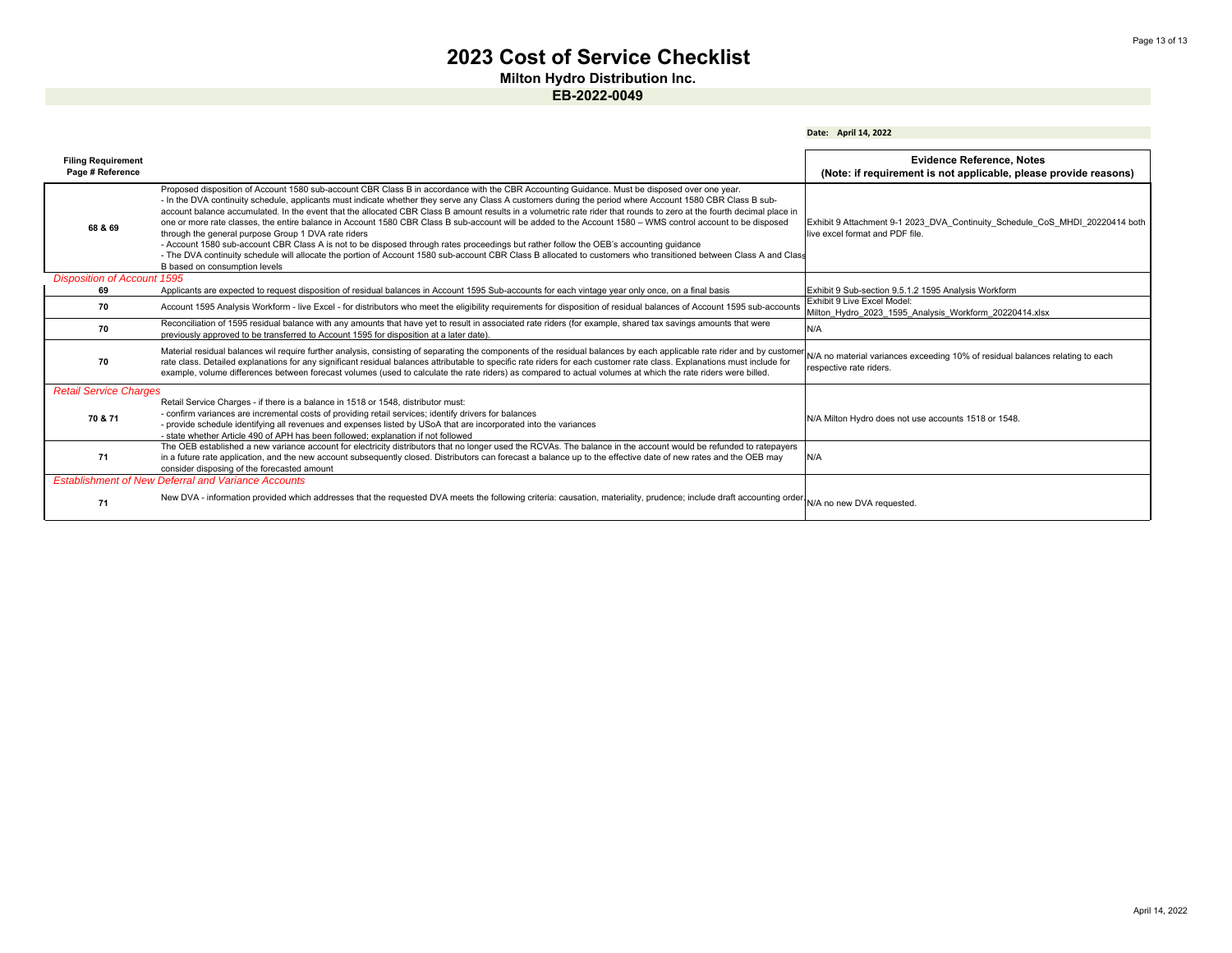# 2023 Cost of Service Checklist

**Milton Hydro Distribution Inc.**

**EB-2022-0049**

**Date: April 14, 2022**

| Filing Requirement Page # Reference | | Evidence Reference, Notes (Note: if requirement is not applicable, please provide reasons) |
|---|---|---|
| 68 & 69 | Proposed disposition of Account 1580 sub-account CBR Class B in accordance with the CBR Accounting Guidance. Must be disposed over one year.<br>- In the DVA continuity schedule, applicants must indicate whether they serve any Class A customers during the period where Account 1580 CBR Class B sub-account balance accumulated. In the event that the allocated CBR Class B amount results in a volumetric rate rider that rounds to zero at the fourth decimal place in one or more rate classes, the entire balance in Account 1580 CBR Class B sub-account will be added to the Account 1580 – WMS control account to be disposed through the general purpose Group 1 DVA rate riders<br>- Account 1580 sub-account CBR Class A is not to be disposed through rates proceedings but rather follow the OEB's accounting guidance<br>- The DVA continuity schedule will allocate the portion of Account 1580 sub-account CBR Class B allocated to customers who transitioned between Class A and Class B based on consumption levels | Exhibit 9 Attachment 9-1 2023_DVA_Continuity_Schedule_CoS_MHDI_20220414 both live excel format and PDF file. |
| *Disposition of Account 1595* | | |
| 69 | Applicants are expected to request disposition of residual balances in Account 1595 Sub-accounts for each vintage year only once, on a final basis | Exhibit 9 Sub-section 9.5.1.2 1595 Analysis Workform |
| 70 | Account 1595 Analysis Workform - live Excel - for distributors who meet the eligibility requirements for disposition of residual balances of Account 1595 sub-accounts | Exhibit 9 Live Excel Model: Milton_Hydro_2023_1595_Analysis_Workform_20220414.xlsx |
| 70 | Reconciliation of 1595 residual balance with any amounts that have yet to result in associated rate riders (for example, shared tax savings amounts that were previously approved to be transferred to Account 1595 for disposition at a later date). | N/A |
| 70 | Material residual balances wil require further analysis, consisting of separating the components of the residual balances by each applicable rate rider and by customer rate class. Detailed explanations for any significant residual balances attributable to specific rate riders for each customer rate class. Explanations must include for example, volume differences between forecast volumes (used to calculate the rate riders) as compared to actual volumes at which the rate riders were billed. | N/A no material variances exceeding 10% of residual balances relating to each respective rate riders. |
| *Retail Service Charges* | | |
| 70 & 71 | Retail Service Charges - if there is a balance in 1518 or 1548, distributor must:<br>- confirm variances are incremental costs of providing retail services; identify drivers for balances<br>- provide schedule identifying all revenues and expenses listed by USoA that are incorporated into the variances<br>- state whether Article 490 of APH has been followed; explanation if not followed | N/A Milton Hydro does not use accounts 1518 or 1548. |
| 71 | The OEB established a new variance account for electricity distributors that no longer used the RCVAs. The balance in the account would be refunded to ratepayers in a future rate application, and the new account subsequently closed. Distributors can forecast a balance up to the effective date of new rates and the OEB may consider disposing of the forecasted amount | N/A |
| *Establishment of New Deferral and Variance Accounts* | | |
| 71 | New DVA - information provided which addresses that the requested DVA meets the following criteria: causation, materiality, prudence; include draft accounting order. | N/A no new DVA requested. |